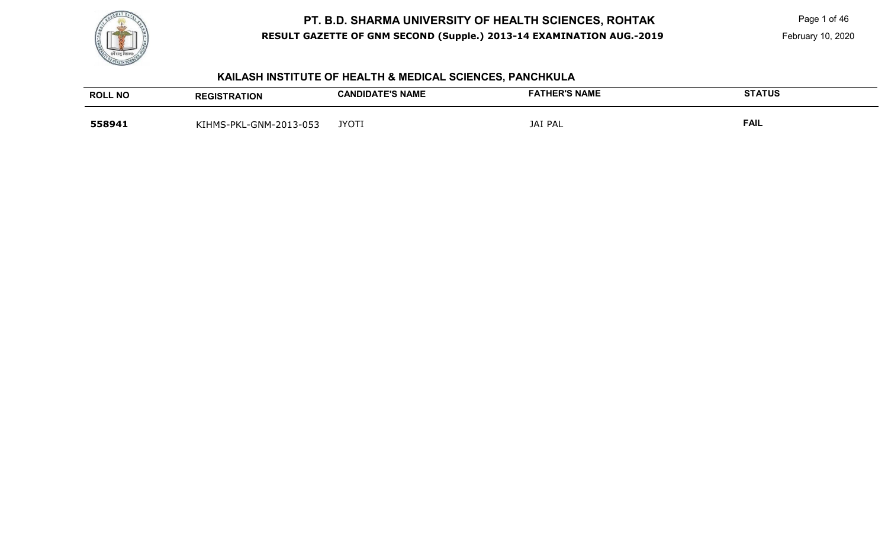# PT. B.D. SHARMA UNIVERSITY OF HEALTH SCIENCES, ROHTAK

**RESULT GAZETTE OF GNM SECOND (Supple.) 2013-14 EXAMINATION AUG.-2019**

February 10, 2020

## KAILASH INSTITUTE OF HEALTH & MEDICAL SCIENCES, PANCHKULA

| ROLL NO | REGISTRATION | CANDIDATE'S NAME | FATHER'S NAME | STATUS |
|---|---|---|---|---|
| **558941** | KIHMS-PKL-GNM-2013-053 | JYOTI | JAI PAL | **FAIL** |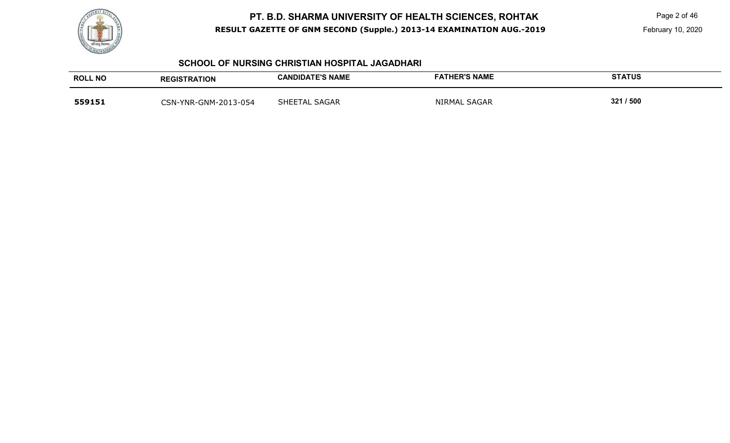## SCHOOL OF NURSING CHRISTIAN HOSPITAL JAGADHARI

| ROLL NO | REGISTRATION | CANDIDATE'S NAME | FATHER'S NAME | STATUS |
|---|---|---|---|---|
| **559151** | CSN-YNR-GNM-2013-054 | SHEETAL SAGAR | NIRMAL SAGAR | **321 / 500** |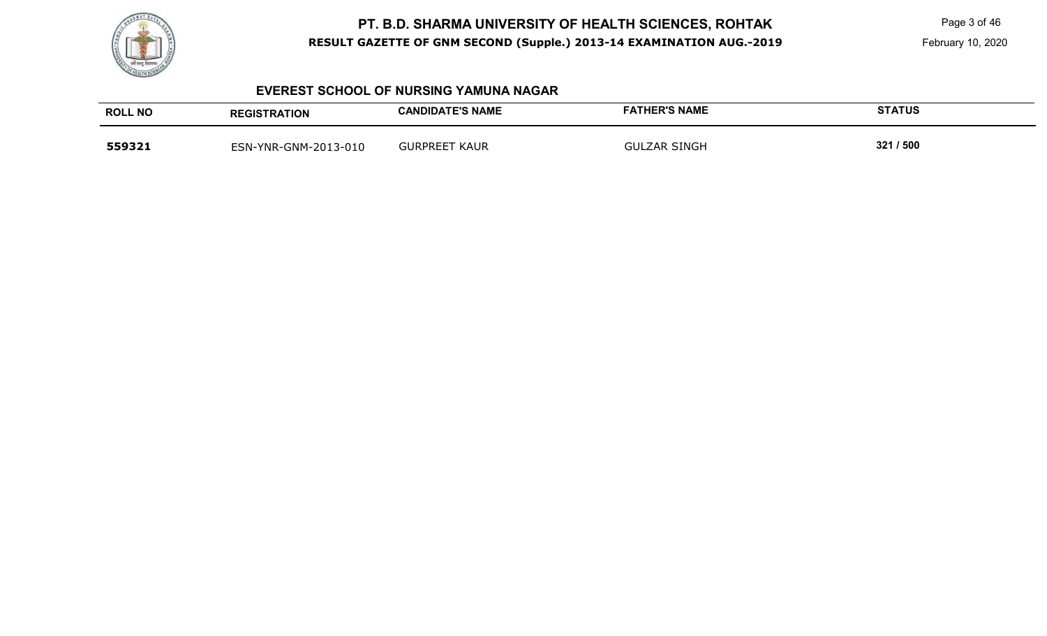## EVEREST SCHOOL OF NURSING YAMUNA NAGAR

| ROLL NO | REGISTRATION | CANDIDATE'S NAME | FATHER'S NAME | STATUS |
|---|---|---|---|---|
| **559321** | ESN-YNR-GNM-2013-010 | GURPREET KAUR | GULZAR SINGH | **321 / 500** |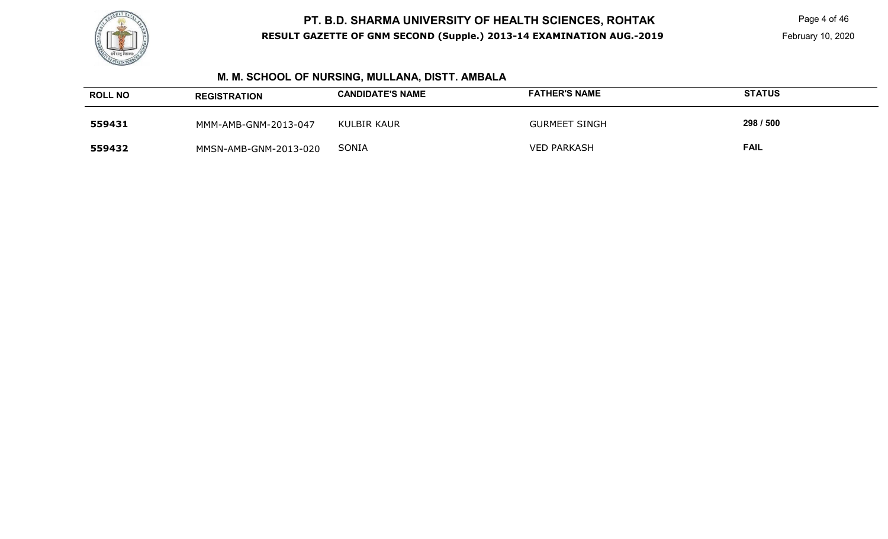## M. M. SCHOOL OF NURSING, MULLANA, DISTT. AMBALA

| ROLL NO | REGISTRATION | CANDIDATE'S NAME | FATHER'S NAME | STATUS |
|---|---|---|---|---|
| 559431 | MMM-AMB-GNM-2013-047 | KULBIR KAUR | GURMEET SINGH | 298 / 500 |
| 559432 | MMSN-AMB-GNM-2013-020 | SONIA | VED PARKASH | FAIL |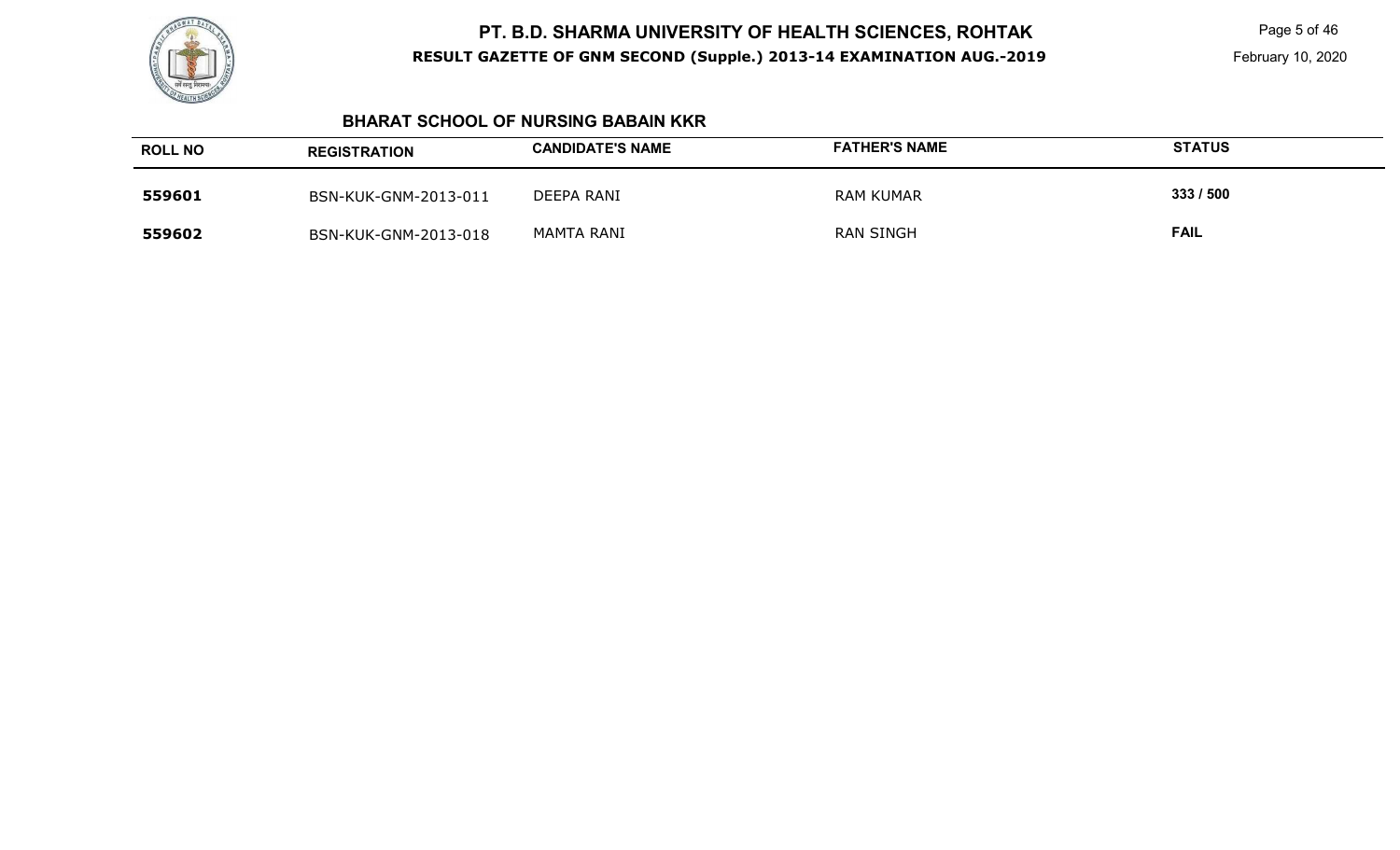## BHARAT SCHOOL OF NURSING BABAIN KKR

| ROLL NO | REGISTRATION | CANDIDATE'S NAME | FATHER'S NAME | STATUS |
|---|---|---|---|---|
| 559601 | BSN-KUK-GNM-2013-011 | DEEPA RANI | RAM KUMAR | 333 / 500 |
| 559602 | BSN-KUK-GNM-2013-018 | MAMTA RANI | RAN SINGH | FAIL |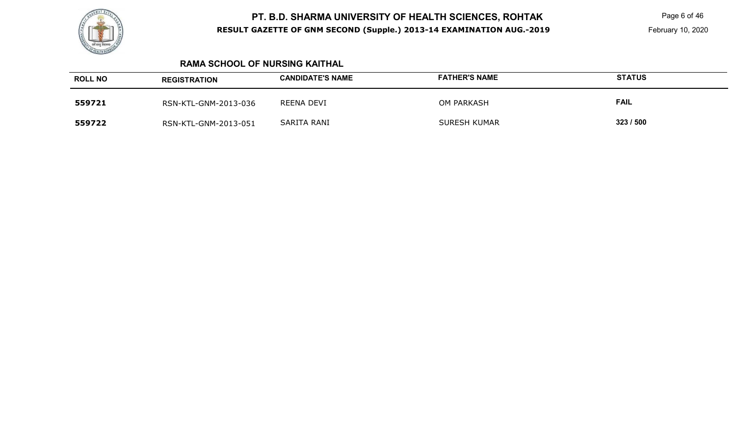## RAMA SCHOOL OF NURSING KAITHAL

| ROLL NO | REGISTRATION | CANDIDATE'S NAME | FATHER'S NAME | STATUS |
| --- | --- | --- | --- | --- |
| 559721 | RSN-KTL-GNM-2013-036 | REENA DEVI | OM PARKASH | FAIL |
| 559722 | RSN-KTL-GNM-2013-051 | SARITA RANI | SURESH KUMAR | 323 / 500 |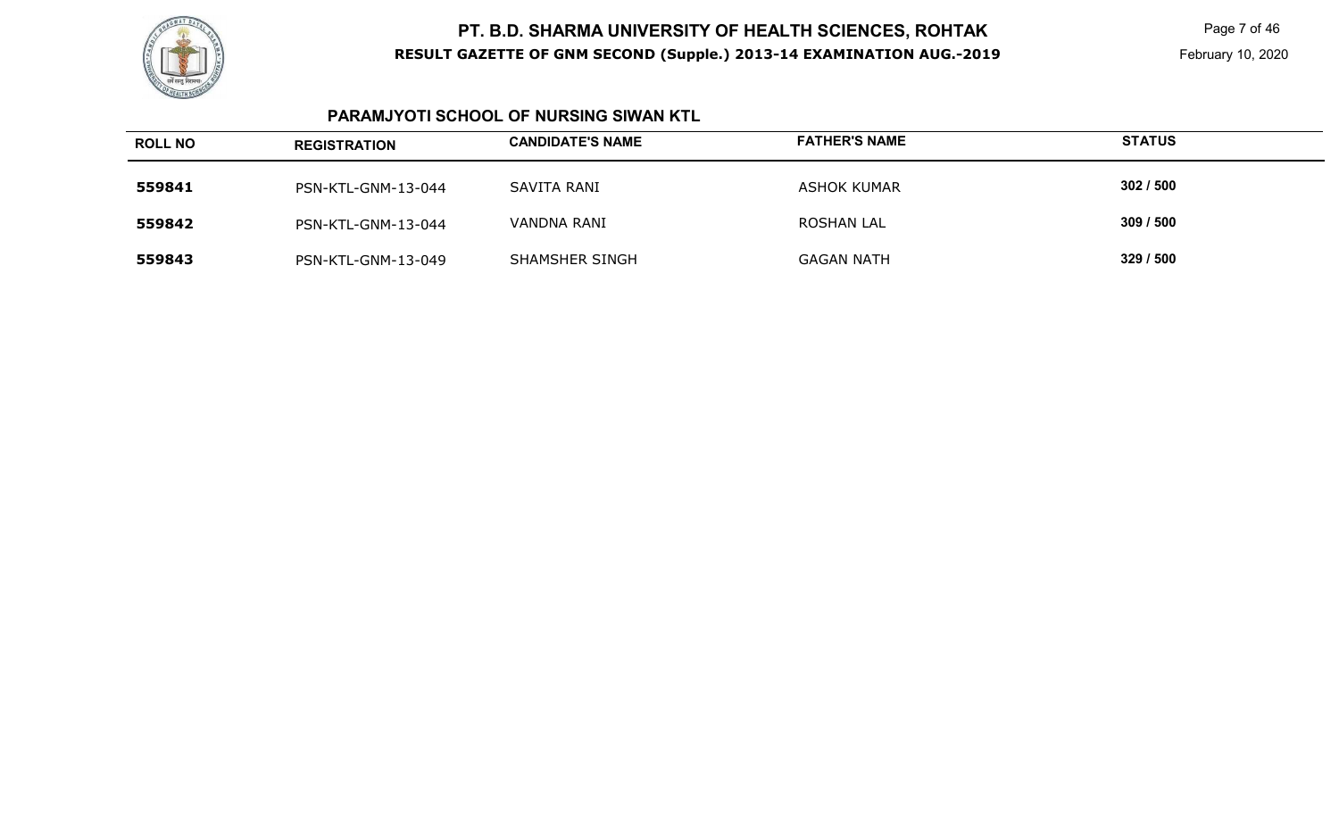## PARAMJYOTI SCHOOL OF NURSING SIWAN KTL

| ROLL NO | REGISTRATION | CANDIDATE'S NAME | FATHER'S NAME | STATUS |
|---|---|---|---|---|
| 559841 | PSN-KTL-GNM-13-044 | SAVITA RANI | ASHOK KUMAR | 302 / 500 |
| 559842 | PSN-KTL-GNM-13-044 | VANDNA RANI | ROSHAN LAL | 309 / 500 |
| 559843 | PSN-KTL-GNM-13-049 | SHAMSHER SINGH | GAGAN NATH | 329 / 500 |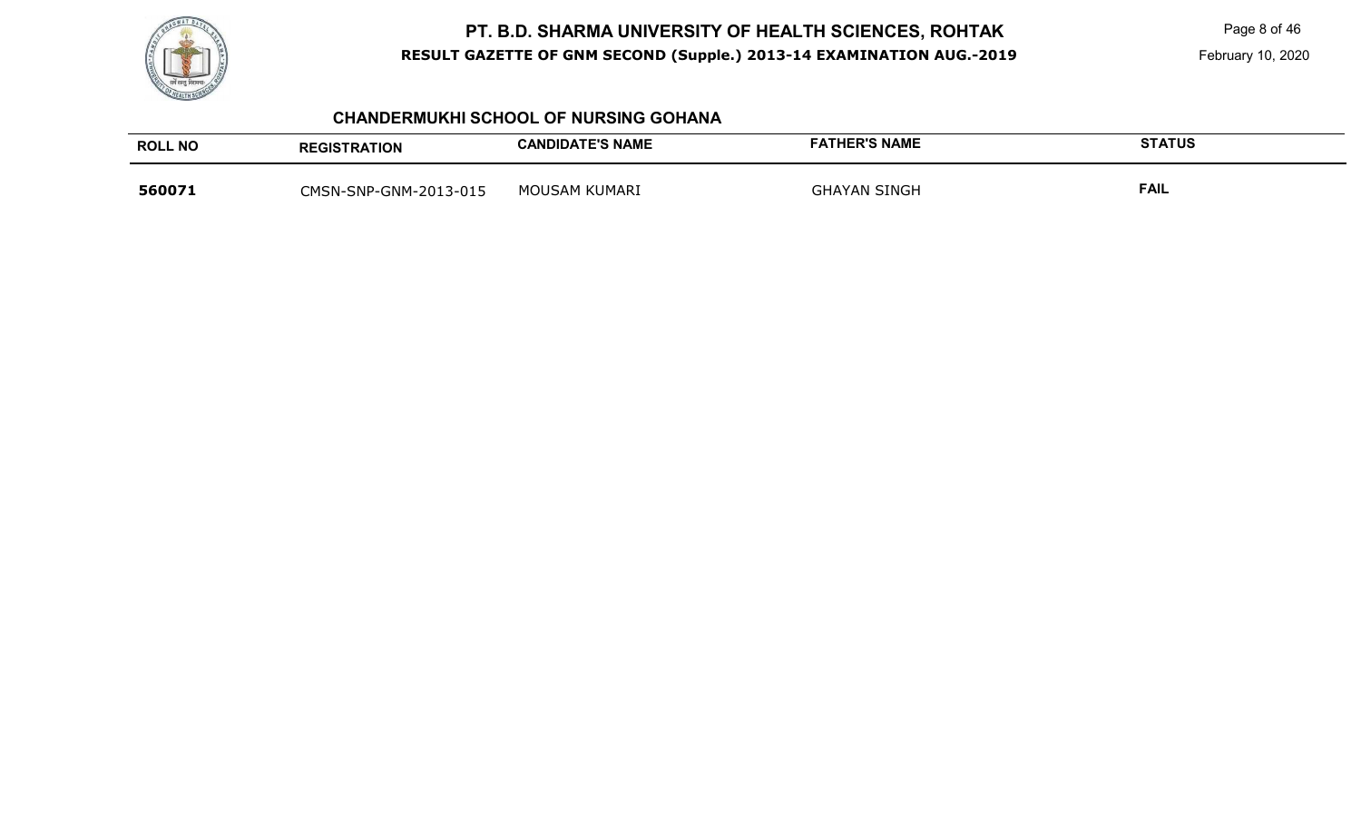## CHANDERMUKHI SCHOOL OF NURSING GOHANA

| ROLL NO | REGISTRATION | CANDIDATE'S NAME | FATHER'S NAME | STATUS |
|---|---|---|---|---|
| **560071** | CMSN-SNP-GNM-2013-015 | MOUSAM KUMARI | GHAYAN SINGH | **FAIL** |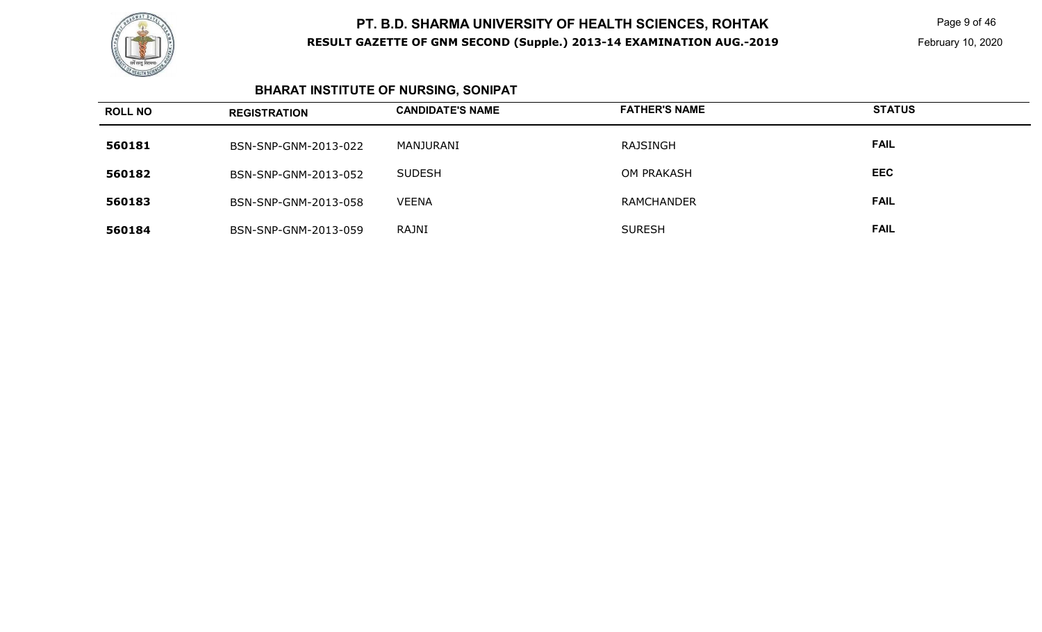## BHARAT INSTITUTE OF NURSING, SONIPAT

| ROLL NO | REGISTRATION | CANDIDATE'S NAME | FATHER'S NAME | STATUS |
|---|---|---|---|---|
| **560181** | BSN-SNP-GNM-2013-022 | MANJURANI | RAJSINGH | **FAIL** |
| **560182** | BSN-SNP-GNM-2013-052 | SUDESH | OM PRAKASH | **EEC** |
| **560183** | BSN-SNP-GNM-2013-058 | VEENA | RAMCHANDER | **FAIL** |
| **560184** | BSN-SNP-GNM-2013-059 | RAJNI | SURESH | **FAIL** |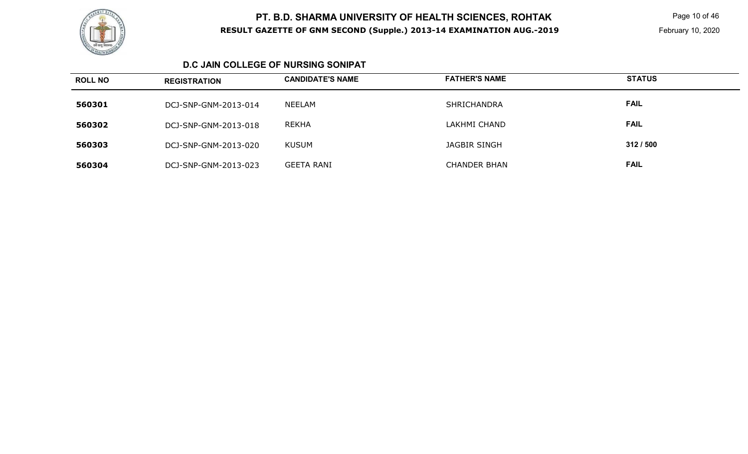# PT. B.D. SHARMA UNIVERSITY OF HEALTH SCIENCES, ROHTAK

**RESULT GAZETTE OF GNM SECOND (Supple.) 2013-14 EXAMINATION AUG.-2019**

February 10, 2020

## D.C JAIN COLLEGE OF NURSING SONIPAT

| ROLL NO | REGISTRATION | CANDIDATE'S NAME | FATHER'S NAME | STATUS |
|---|---|---|---|---|
| **560301** | DCJ-SNP-GNM-2013-014 | NEELAM | SHRICHANDRA | **FAIL** |
| **560302** | DCJ-SNP-GNM-2013-018 | REKHA | LAKHMI CHAND | **FAIL** |
| **560303** | DCJ-SNP-GNM-2013-020 | KUSUM | JAGBIR SINGH | **312 / 500** |
| **560304** | DCJ-SNP-GNM-2013-023 | GEETA RANI | CHANDER BHAN | **FAIL** |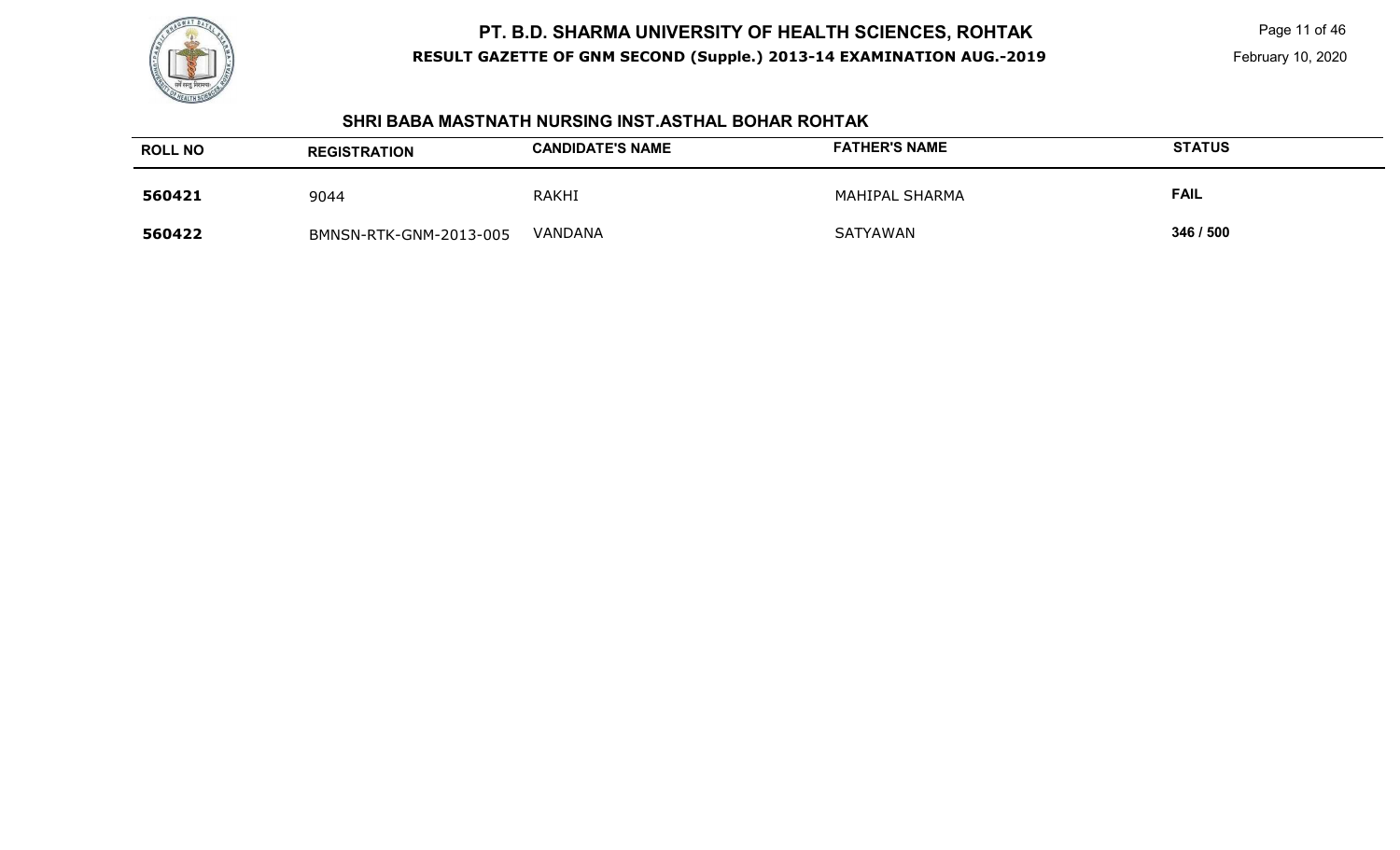## SHRI BABA MASTNATH NURSING INST.ASTHAL BOHAR ROHTAK

| ROLL NO | REGISTRATION | CANDIDATE'S NAME | FATHER'S NAME | STATUS |
|---|---|---|---|---|
| 560421 | 9044 | RAKHI | MAHIPAL SHARMA | FAIL |
| 560422 | BMNSN-RTK-GNM-2013-005 | VANDANA | SATYAWAN | 346 / 500 |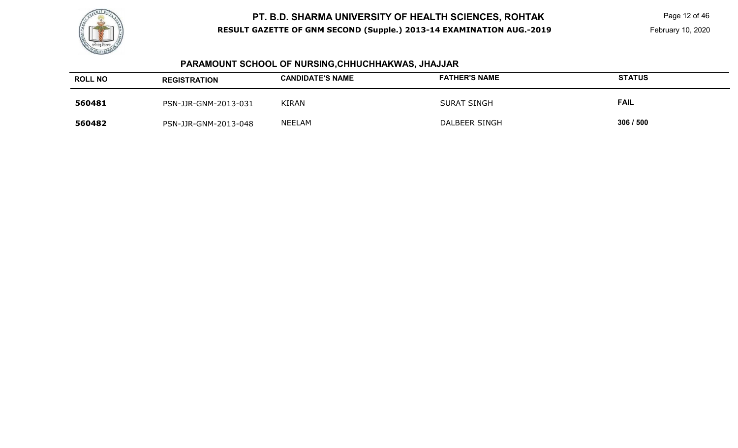## PARAMOUNT SCHOOL OF NURSING,CHHUCHHAKWAS, JHAJJAR

| ROLL NO | REGISTRATION | CANDIDATE'S NAME | FATHER'S NAME | STATUS |
|---|---|---|---|---|
| **560481** | PSN-JJR-GNM-2013-031 | KIRAN | SURAT SINGH | **FAIL** |
| **560482** | PSN-JJR-GNM-2013-048 | NEELAM | DALBEER SINGH | **306 / 500** |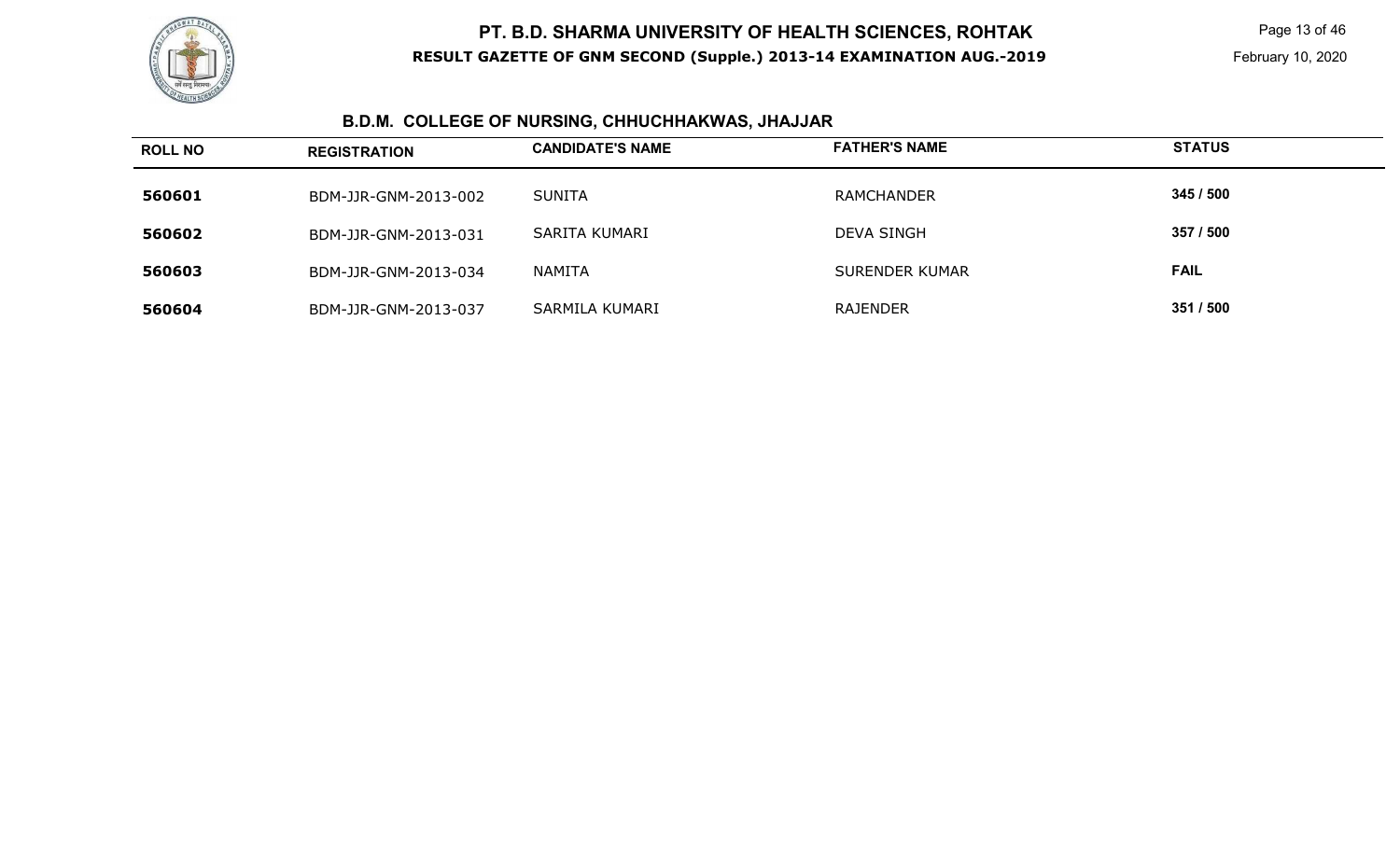# PT. B.D. SHARMA UNIVERSITY OF HEALTH SCIENCES, ROHTAK

**RESULT GAZETTE OF GNM SECOND (Supple.) 2013-14 EXAMINATION AUG.-2019**

February 10, 2020

## B.D.M. COLLEGE OF NURSING, CHHUCHHAKWAS, JHAJJAR

| ROLL NO | REGISTRATION | CANDIDATE'S NAME | FATHER'S NAME | STATUS |
|---|---|---|---|---|
| 560601 | BDM-JJR-GNM-2013-002 | SUNITA | RAMCHANDER | 345 / 500 |
| 560602 | BDM-JJR-GNM-2013-031 | SARITA KUMARI | DEVA SINGH | 357 / 500 |
| 560603 | BDM-JJR-GNM-2013-034 | NAMITA | SURENDER KUMAR | FAIL |
| 560604 | BDM-JJR-GNM-2013-037 | SARMILA KUMARI | RAJENDER | 351 / 500 |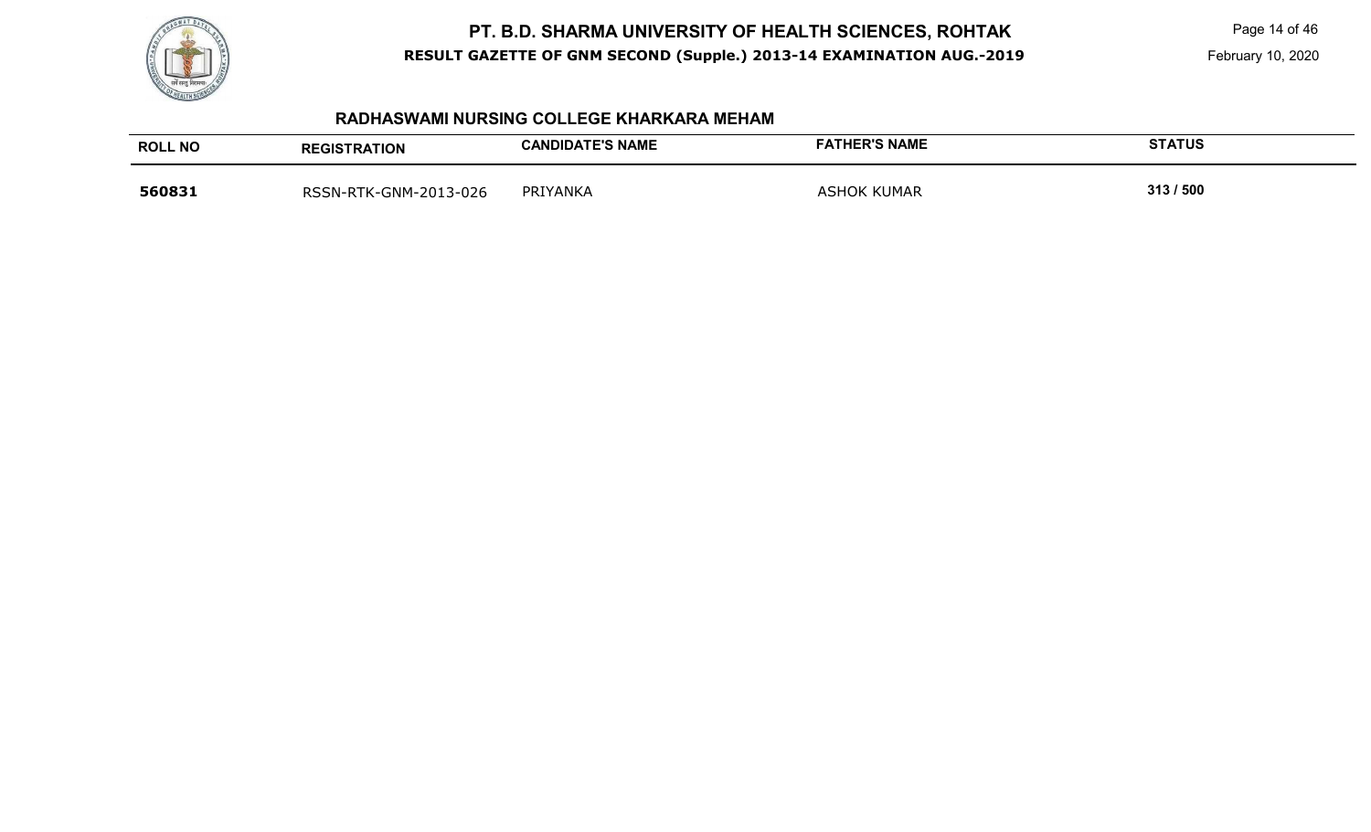## RADHASWAMI NURSING COLLEGE KHARKARA MEHAM

| ROLL NO | REGISTRATION | CANDIDATE'S NAME | FATHER'S NAME | STATUS |
| --- | --- | --- | --- | --- |
| **560831** | RSSN-RTK-GNM-2013-026 | PRIYANKA | ASHOK KUMAR | 313 / 500 |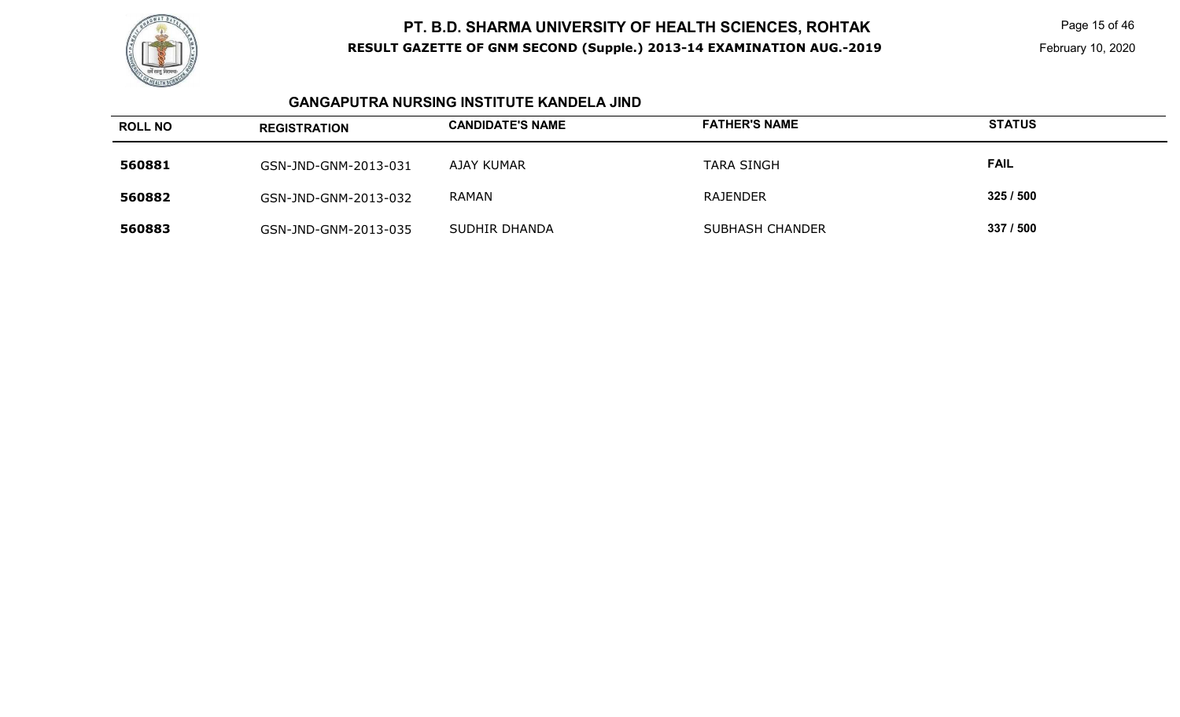## GANGAPUTRA NURSING INSTITUTE KANDELA JIND

| ROLL NO | REGISTRATION | CANDIDATE'S NAME | FATHER'S NAME | STATUS |
|---|---|---|---|---|
| 560881 | GSN-JND-GNM-2013-031 | AJAY KUMAR | TARA SINGH | FAIL |
| 560882 | GSN-JND-GNM-2013-032 | RAMAN | RAJENDER | 325 / 500 |
| 560883 | GSN-JND-GNM-2013-035 | SUDHIR DHANDA | SUBHASH CHANDER | 337 / 500 |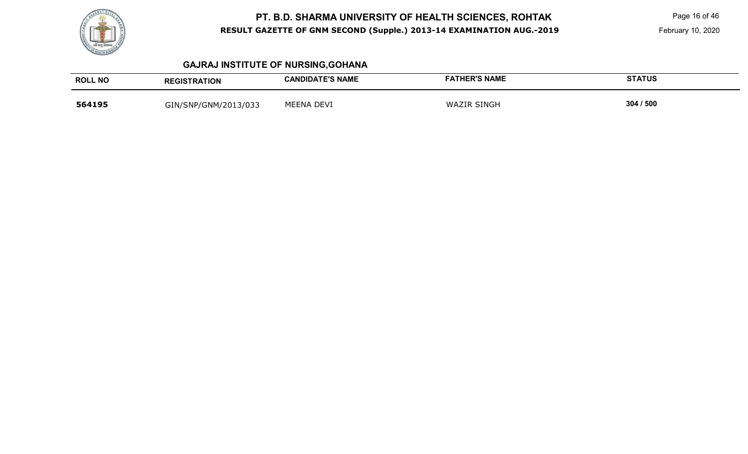## GAJRAJ INSTITUTE OF NURSING,GOHANA

| ROLL NO | REGISTRATION | CANDIDATE'S NAME | FATHER'S NAME | STATUS |
|---|---|---|---|---|
| **564195** | GIN/SNP/GNM/2013/033 | MEENA DEVI | WAZIR SINGH | 304 / 500 |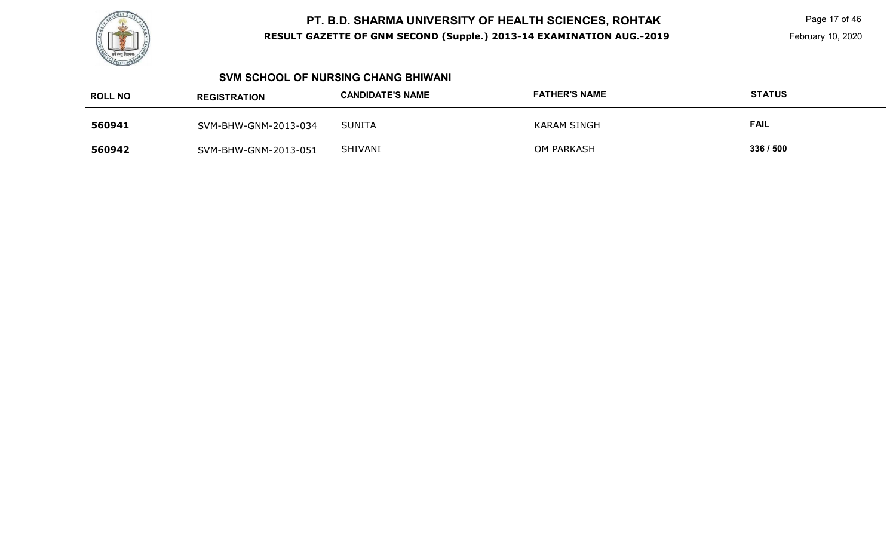## SVM SCHOOL OF NURSING CHANG BHIWANI

| ROLL NO | REGISTRATION | CANDIDATE'S NAME | FATHER'S NAME | STATUS |
|---|---|---|---|---|
| 560941 | SVM-BHW-GNM-2013-034 | SUNITA | KARAM SINGH | FAIL |
| 560942 | SVM-BHW-GNM-2013-051 | SHIVANI | OM PARKASH | 336 / 500 |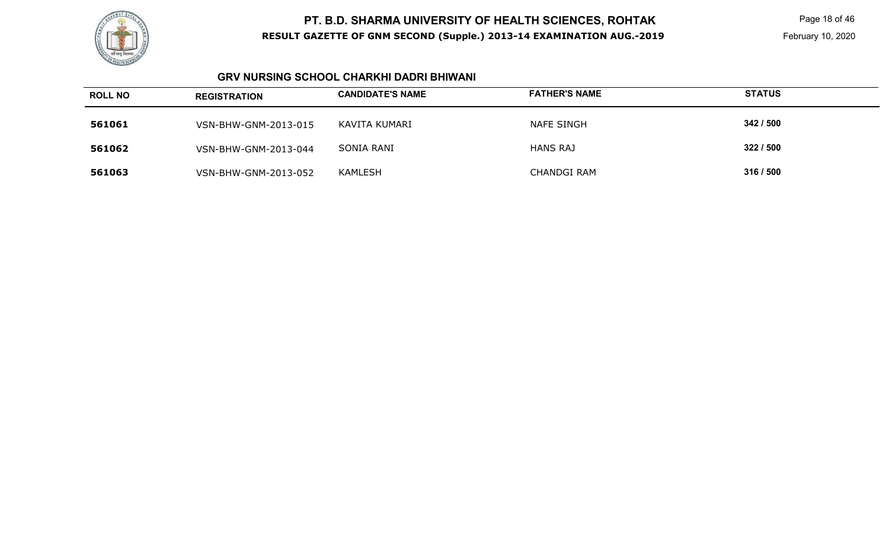## GRV NURSING SCHOOL CHARKHI DADRI BHIWANI

| ROLL NO | REGISTRATION | CANDIDATE'S NAME | FATHER'S NAME | STATUS |
|---|---|---|---|---|
| 561061 | VSN-BHW-GNM-2013-015 | KAVITA KUMARI | NAFE SINGH | 342 / 500 |
| 561062 | VSN-BHW-GNM-2013-044 | SONIA RANI | HANS RAJ | 322 / 500 |
| 561063 | VSN-BHW-GNM-2013-052 | KAMLESH | CHANDGI RAM | 316 / 500 |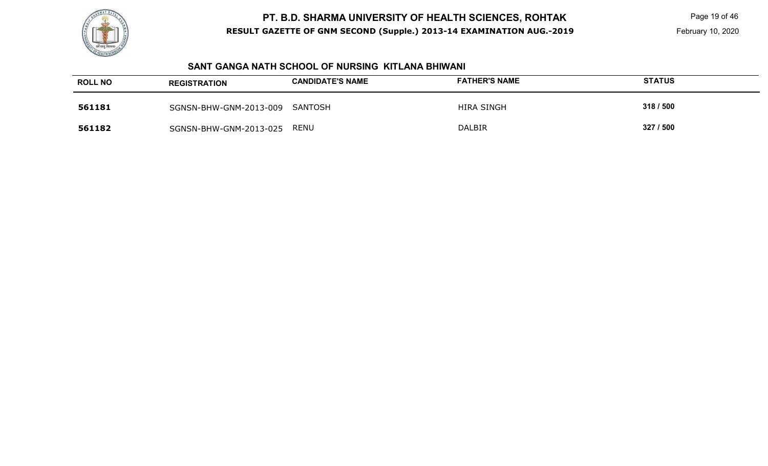## SANT GANGA NATH SCHOOL OF NURSING KITLANA BHIWANI

| ROLL NO | REGISTRATION | CANDIDATE'S NAME | FATHER'S NAME | STATUS |
|---|---|---|---|---|
| 561181 | SGNSN-BHW-GNM-2013-009 | SANTOSH | HIRA SINGH | 318 / 500 |
| 561182 | SGNSN-BHW-GNM-2013-025 | RENU | DALBIR | 327 / 500 |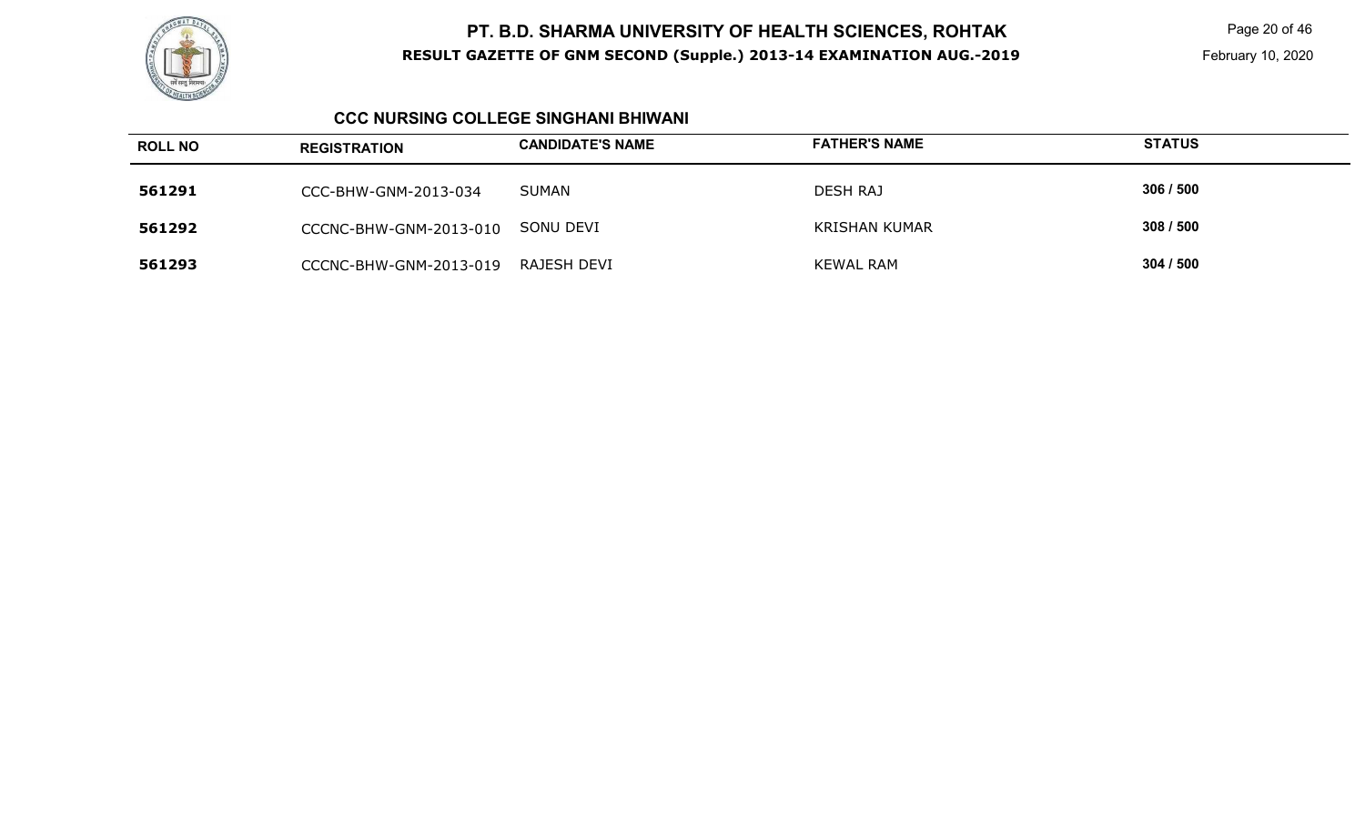# PT. B.D. SHARMA UNIVERSITY OF HEALTH SCIENCES, ROHTAK

**RESULT GAZETTE OF GNM SECOND (Supple.) 2013-14 EXAMINATION AUG.-2019**

February 10, 2020

## CCC NURSING COLLEGE SINGHANI BHIWANI

| ROLL NO | REGISTRATION | CANDIDATE'S NAME | FATHER'S NAME | STATUS |
|---|---|---|---|---|
| **561291** | CCC-BHW-GNM-2013-034 | SUMAN | DESH RAJ | **306 / 500** |
| **561292** | CCCNC-BHW-GNM-2013-010 | SONU DEVI | KRISHAN KUMAR | **308 / 500** |
| **561293** | CCCNC-BHW-GNM-2013-019 | RAJESH DEVI | KEWAL RAM | **304 / 500** |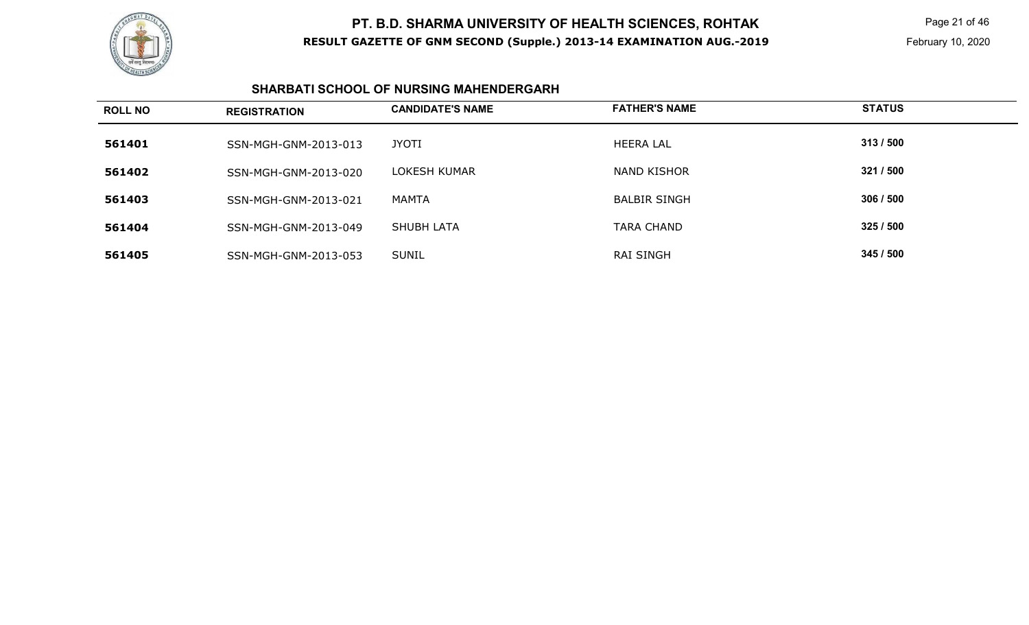# PT. B.D. SHARMA UNIVERSITY OF HEALTH SCIENCES, ROHTAK

**RESULT GAZETTE OF GNM SECOND (Supple.) 2013-14 EXAMINATION AUG.-2019**

February 10, 2020

## SHARBATI SCHOOL OF NURSING MAHENDERGARH

| ROLL NO | REGISTRATION | CANDIDATE'S NAME | FATHER'S NAME | STATUS |
|---|---|---|---|---|
| **561401** | SSN-MGH-GNM-2013-013 | JYOTI | HEERA LAL | **313 / 500** |
| **561402** | SSN-MGH-GNM-2013-020 | LOKESH KUMAR | NAND KISHOR | **321 / 500** |
| **561403** | SSN-MGH-GNM-2013-021 | MAMTA | BALBIR SINGH | **306 / 500** |
| **561404** | SSN-MGH-GNM-2013-049 | SHUBH LATA | TARA CHAND | **325 / 500** |
| **561405** | SSN-MGH-GNM-2013-053 | SUNIL | RAI SINGH | **345 / 500** |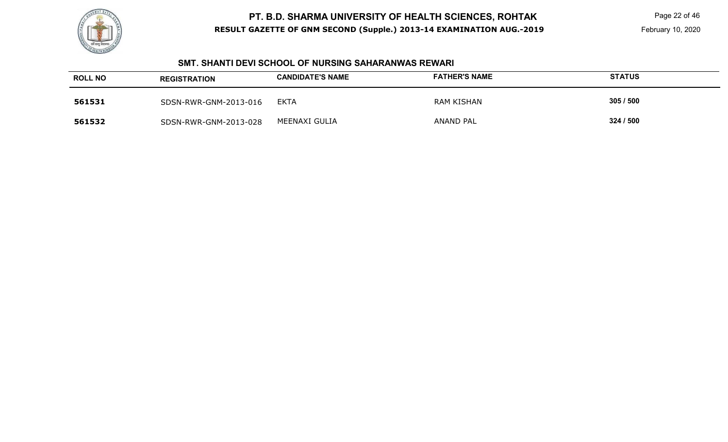# PT. B.D. SHARMA UNIVERSITY OF HEALTH SCIENCES, ROHTAK

**RESULT GAZETTE OF GNM SECOND (Supple.) 2013-14 EXAMINATION AUG.-2019**

February 10, 2020

## SMT. SHANTI DEVI SCHOOL OF NURSING SAHARANWAS REWARI

| ROLL NO | REGISTRATION | CANDIDATE'S NAME | FATHER'S NAME | STATUS |
|---|---|---|---|---|
| **561531** | SDSN-RWR-GNM-2013-016 | EKTA | RAM KISHAN | **305 / 500** |
| **561532** | SDSN-RWR-GNM-2013-028 | MEENAXI GULIA | ANAND PAL | **324 / 500** |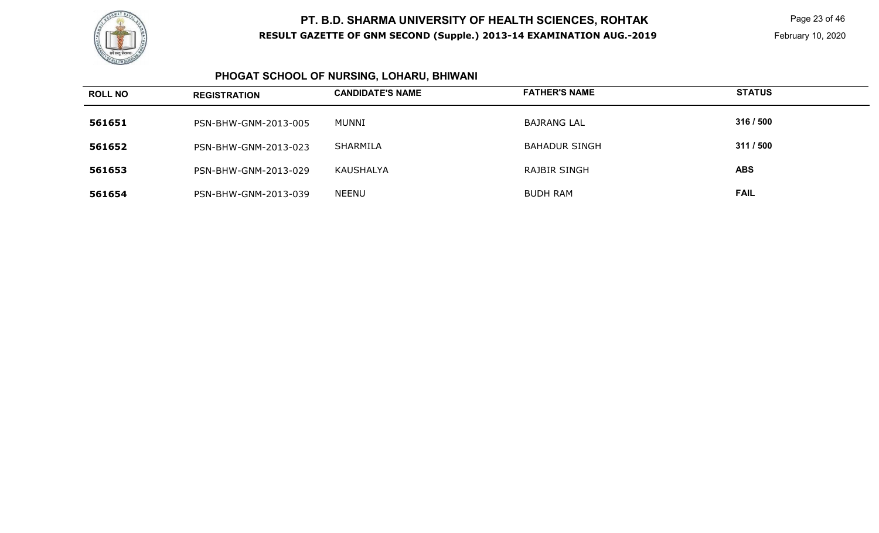## PHOGAT SCHOOL OF NURSING, LOHARU, BHIWANI

| ROLL NO | REGISTRATION | CANDIDATE'S NAME | FATHER'S NAME | STATUS |
|---|---|---|---|---|
| 561651 | PSN-BHW-GNM-2013-005 | MUNNI | BAJRANG LAL | 316 / 500 |
| 561652 | PSN-BHW-GNM-2013-023 | SHARMILA | BAHADUR SINGH | 311 / 500 |
| 561653 | PSN-BHW-GNM-2013-029 | KAUSHALYA | RAJBIR SINGH | ABS |
| 561654 | PSN-BHW-GNM-2013-039 | NEENU | BUDH RAM | FAIL |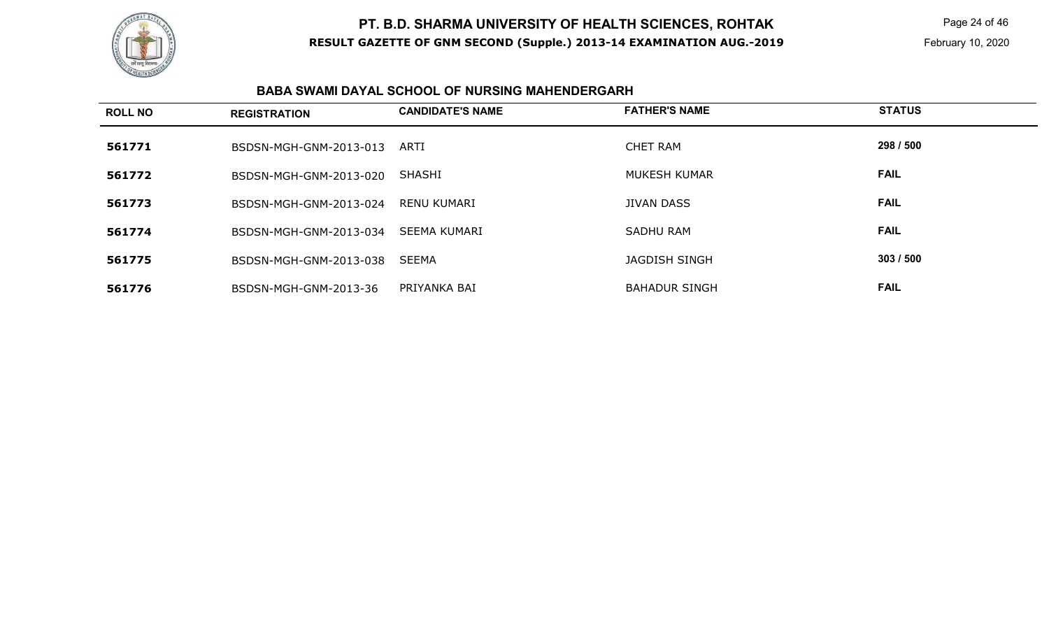# PT. B.D. SHARMA UNIVERSITY OF HEALTH SCIENCES, ROHTAK

**RESULT GAZETTE OF GNM SECOND (Supple.) 2013-14 EXAMINATION AUG.-2019**

February 10, 2020

## BABA SWAMI DAYAL SCHOOL OF NURSING MAHENDERGARH

| ROLL NO | REGISTRATION | CANDIDATE'S NAME | FATHER'S NAME | STATUS |
|---|---|---|---|---|
| 561771 | BSDSN-MGH-GNM-2013-013 | ARTI | CHET RAM | 298 / 500 |
| 561772 | BSDSN-MGH-GNM-2013-020 | SHASHI | MUKESH KUMAR | FAIL |
| 561773 | BSDSN-MGH-GNM-2013-024 | RENU KUMARI | JIVAN DASS | FAIL |
| 561774 | BSDSN-MGH-GNM-2013-034 | SEEMA KUMARI | SADHU RAM | FAIL |
| 561775 | BSDSN-MGH-GNM-2013-038 | SEEMA | JAGDISH SINGH | 303 / 500 |
| 561776 | BSDSN-MGH-GNM-2013-36 | PRIYANKA BAI | BAHADUR SINGH | FAIL |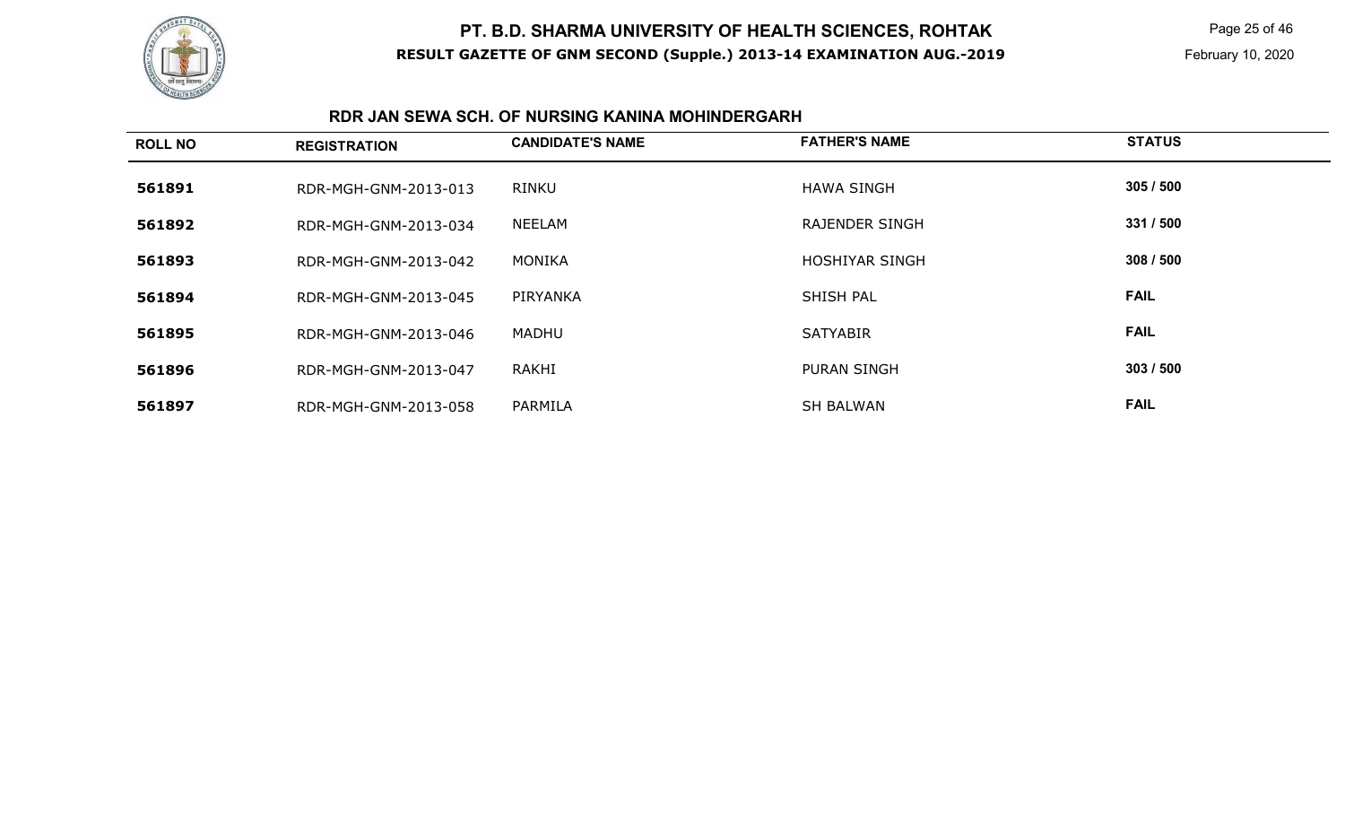# PT. B.D. SHARMA UNIVERSITY OF HEALTH SCIENCES, ROHTAK

**RESULT GAZETTE OF GNM SECOND (Supple.) 2013-14 EXAMINATION AUG.-2019**

February 10, 2020

## RDR JAN SEWA SCH. OF NURSING KANINA MOHINDERGARH

| ROLL NO | REGISTRATION | CANDIDATE'S NAME | FATHER'S NAME | STATUS |
|---|---|---|---|---|
| 561891 | RDR-MGH-GNM-2013-013 | RINKU | HAWA SINGH | 305 / 500 |
| 561892 | RDR-MGH-GNM-2013-034 | NEELAM | RAJENDER SINGH | 331 / 500 |
| 561893 | RDR-MGH-GNM-2013-042 | MONIKA | HOSHIYAR SINGH | 308 / 500 |
| 561894 | RDR-MGH-GNM-2013-045 | PIRYANKA | SHISH PAL | FAIL |
| 561895 | RDR-MGH-GNM-2013-046 | MADHU | SATYABIR | FAIL |
| 561896 | RDR-MGH-GNM-2013-047 | RAKHI | PURAN SINGH | 303 / 500 |
| 561897 | RDR-MGH-GNM-2013-058 | PARMILA | SH BALWAN | FAIL |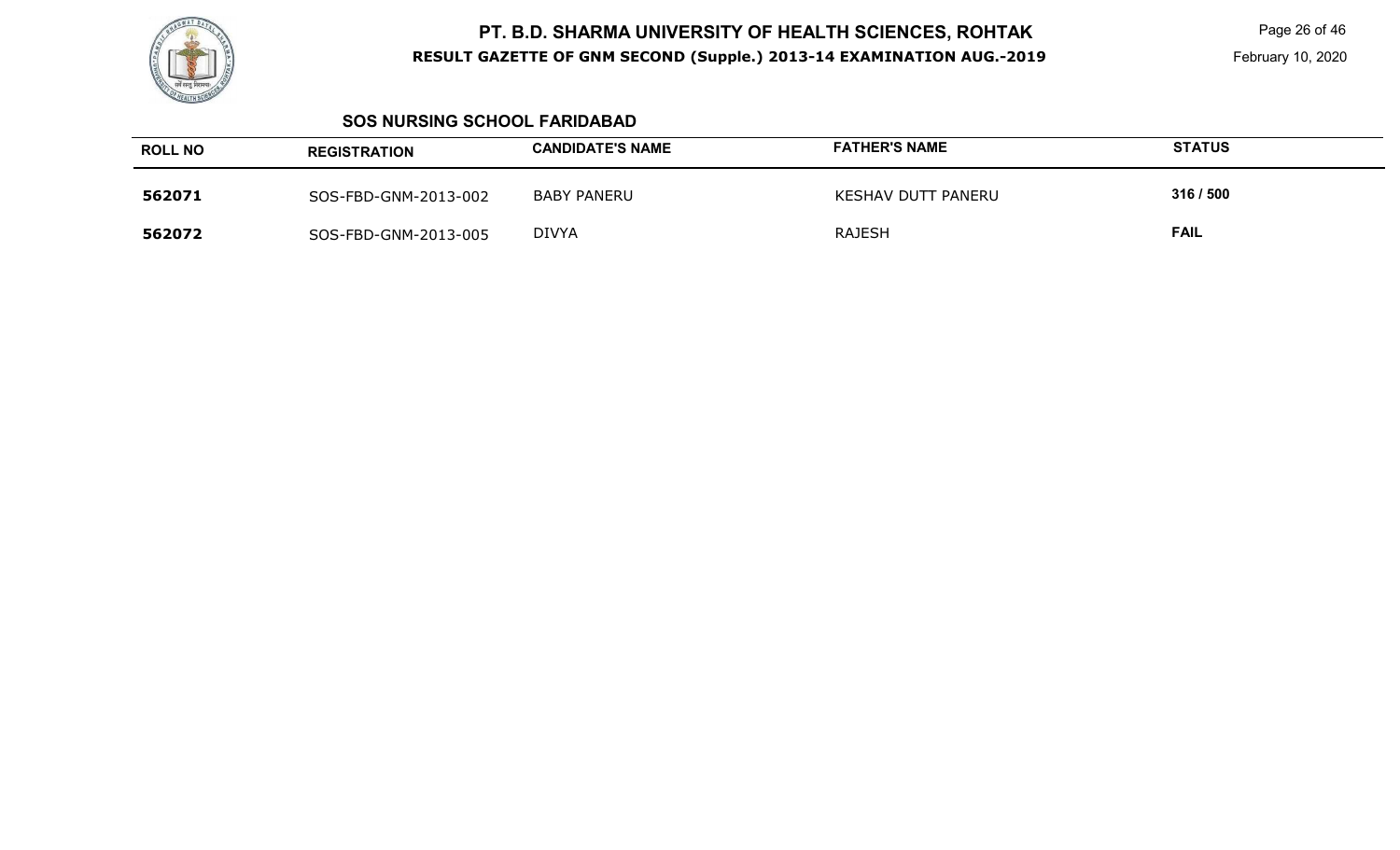# PT. B.D. SHARMA UNIVERSITY OF HEALTH SCIENCES, ROHTAK

**RESULT GAZETTE OF GNM SECOND (Supple.) 2013-14 EXAMINATION AUG.-2019**

February 10, 2020

## SOS NURSING SCHOOL FARIDABAD

| ROLL NO | REGISTRATION | CANDIDATE'S NAME | FATHER'S NAME | STATUS |
|---|---|---|---|---|
| **562071** | SOS-FBD-GNM-2013-002 | BABY PANERU | KESHAV DUTT PANERU | **316 / 500** |
| **562072** | SOS-FBD-GNM-2013-005 | DIVYA | RAJESH | **FAIL** |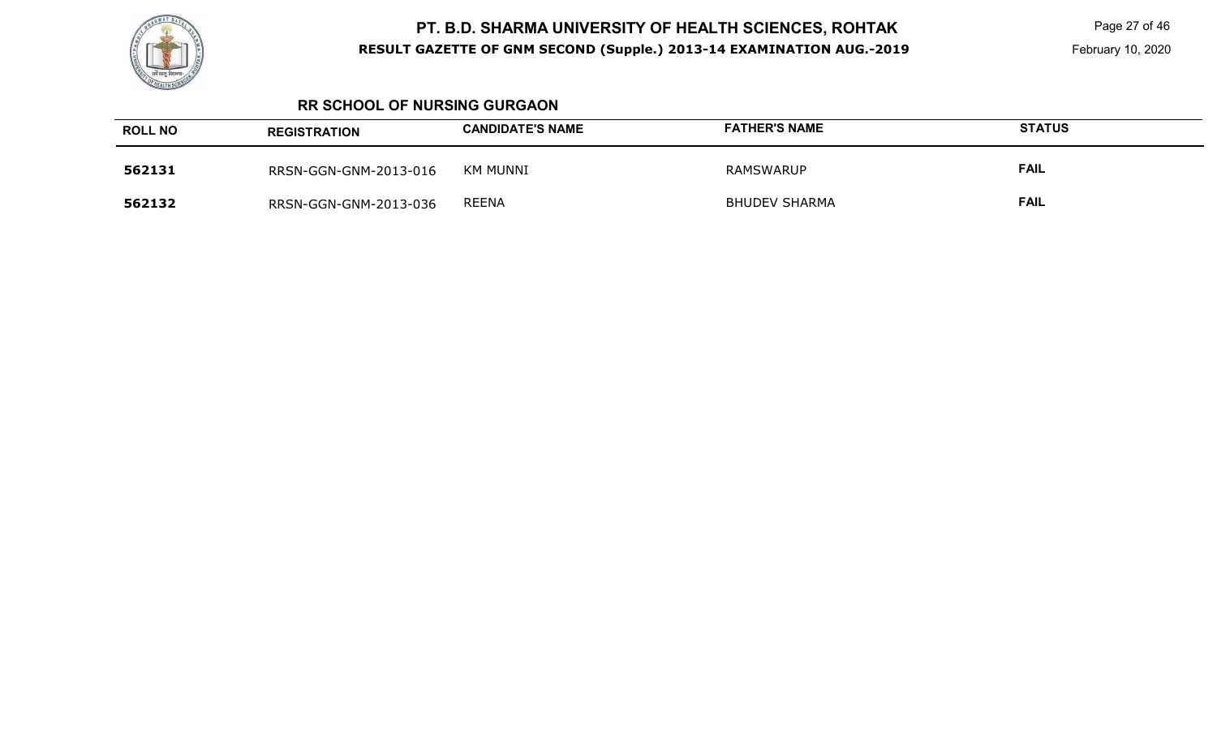## RR SCHOOL OF NURSING GURGAON

| ROLL NO | REGISTRATION | CANDIDATE'S NAME | FATHER'S NAME | STATUS |
|---|---|---|---|---|
| **562131** | RRSN-GGN-GNM-2013-016 | KM MUNNI | RAMSWARUP | **FAIL** |
| **562132** | RRSN-GGN-GNM-2013-036 | REENA | BHUDEV SHARMA | **FAIL** |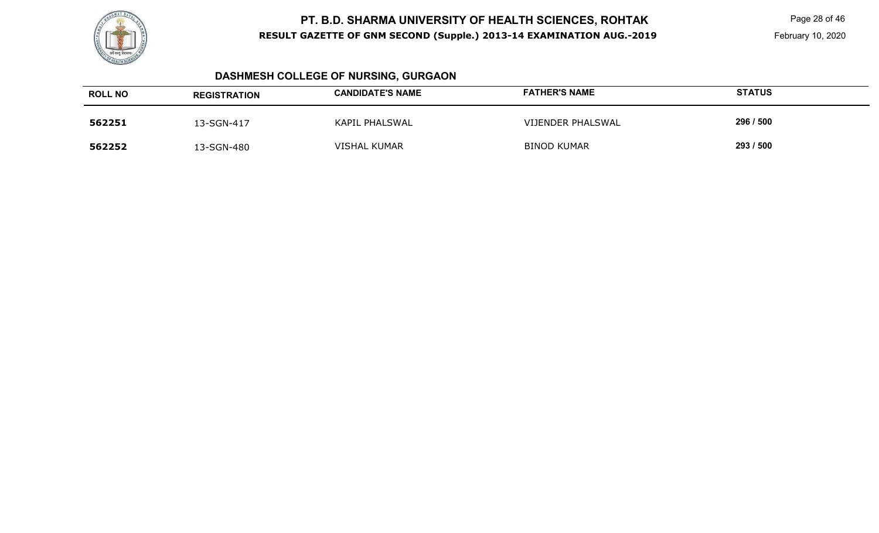## DASHMESH COLLEGE OF NURSING, GURGAON

| ROLL NO | REGISTRATION | CANDIDATE'S NAME | FATHER'S NAME | STATUS |
|---|---|---|---|---|
| **562251** | 13-SGN-417 | KAPIL PHALSWAL | VIJENDER PHALSWAL | **296 / 500** |
| **562252** | 13-SGN-480 | VISHAL KUMAR | BINOD KUMAR | **293 / 500** |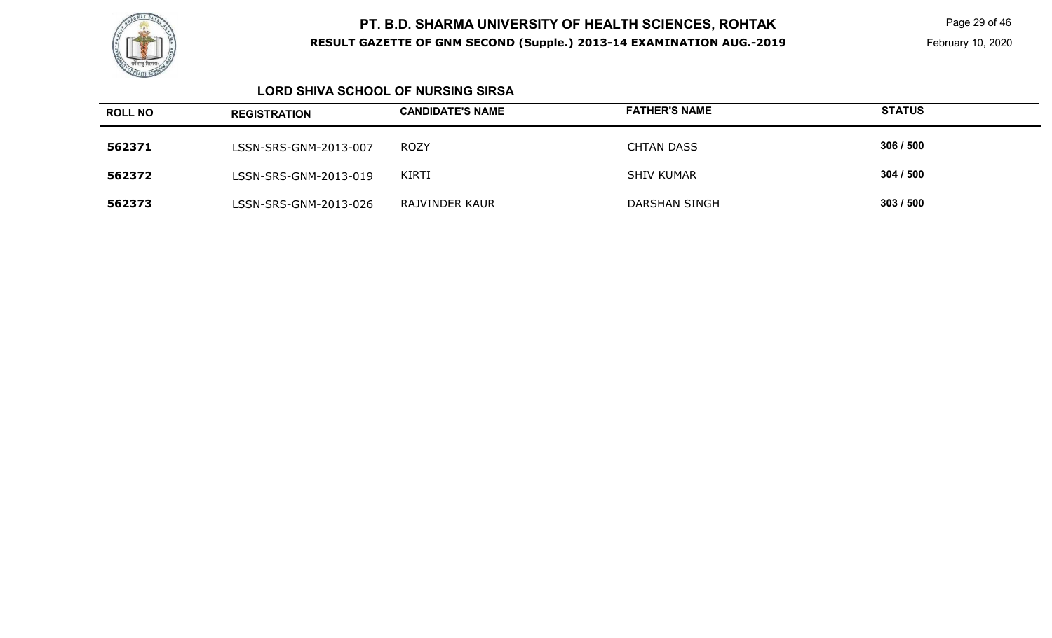## LORD SHIVA SCHOOL OF NURSING SIRSA

| ROLL NO | REGISTRATION | CANDIDATE'S NAME | FATHER'S NAME | STATUS |
|---|---|---|---|---|
| 562371 | LSSN-SRS-GNM-2013-007 | ROZY | CHTAN DASS | 306 / 500 |
| 562372 | LSSN-SRS-GNM-2013-019 | KIRTI | SHIV KUMAR | 304 / 500 |
| 562373 | LSSN-SRS-GNM-2013-026 | RAJVINDER KAUR | DARSHAN SINGH | 303 / 500 |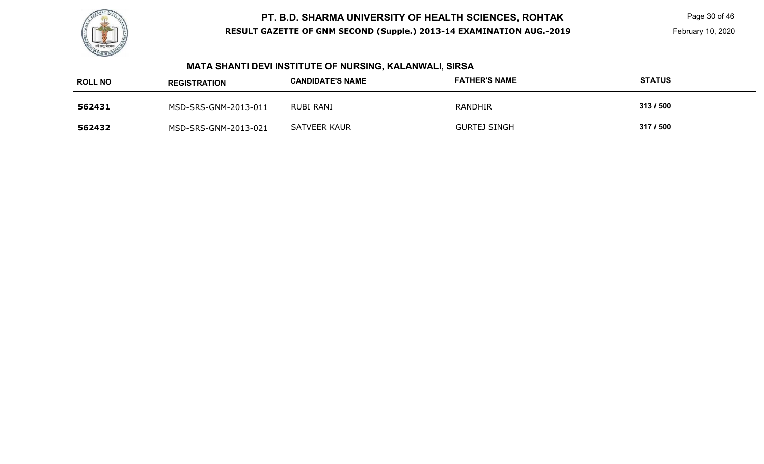# PT. B.D. SHARMA UNIVERSITY OF HEALTH SCIENCES, ROHTAK

**RESULT GAZETTE OF GNM SECOND (Supple.) 2013-14 EXAMINATION AUG.-2019**

February 10, 2020

## MATA SHANTI DEVI INSTITUTE OF NURSING, KALANWALI, SIRSA

| ROLL NO | REGISTRATION | CANDIDATE'S NAME | FATHER'S NAME | STATUS |
|---|---|---|---|---|
| **562431** | MSD-SRS-GNM-2013-011 | RUBI RANI | RANDHIR | **313 / 500** |
| **562432** | MSD-SRS-GNM-2013-021 | SATVEER KAUR | GURTEJ SINGH | **317 / 500** |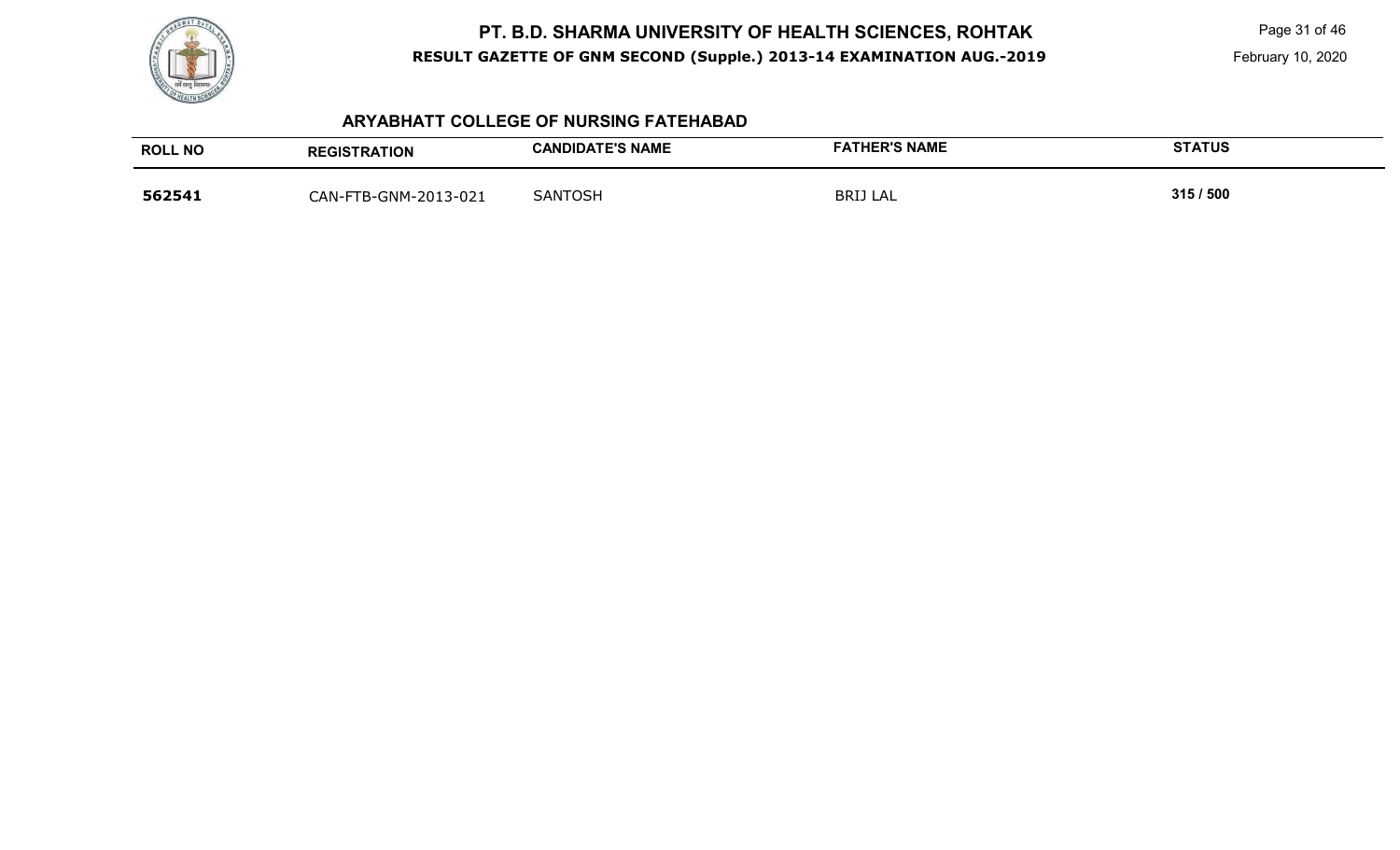### ARYABHATT COLLEGE OF NURSING FATEHABAD

| ROLL NO | REGISTRATION | CANDIDATE'S NAME | FATHER'S NAME | STATUS |
|---|---|---|---|---|
| **562541** | CAN-FTB-GNM-2013-021 | SANTOSH | BRIJ LAL | **315 / 500** |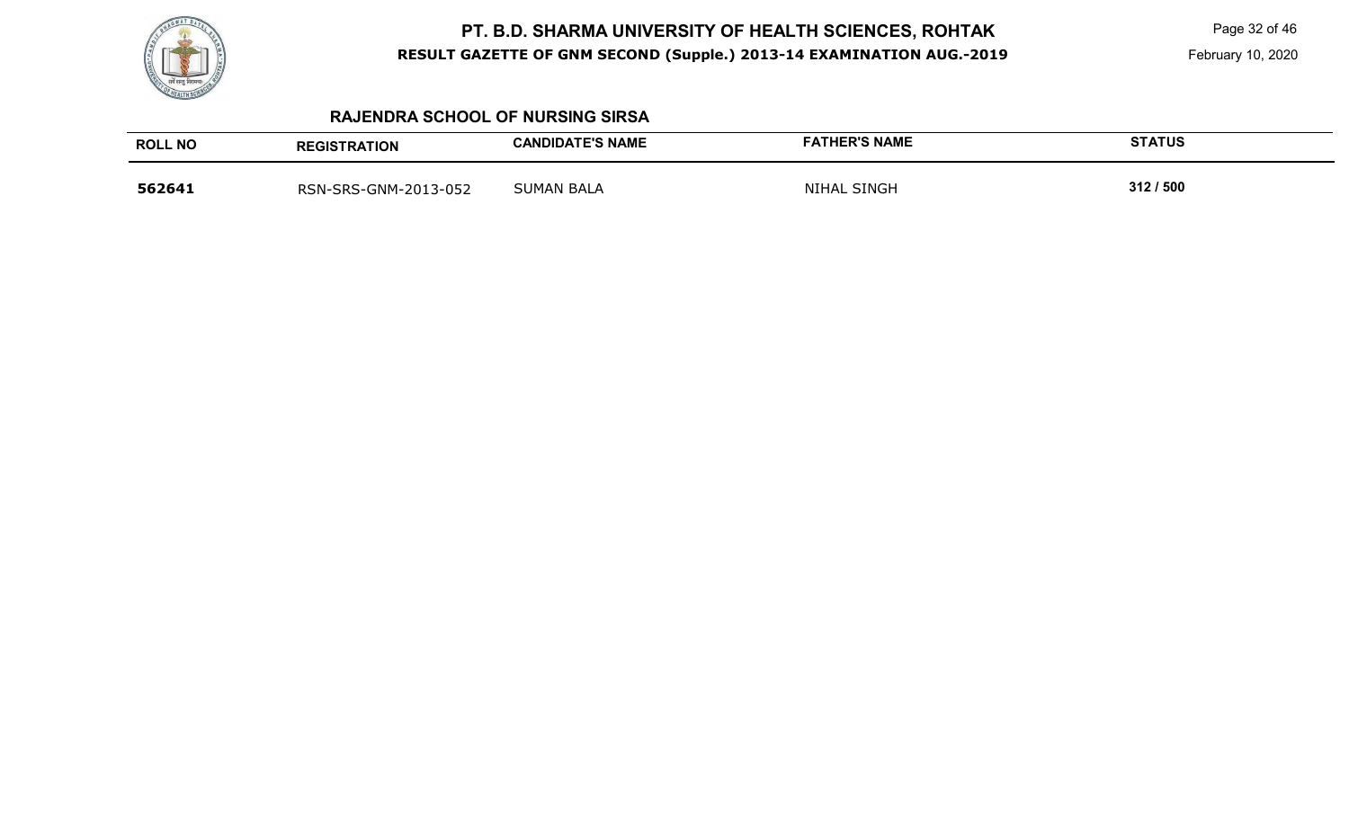## RAJENDRA SCHOOL OF NURSING SIRSA

| ROLL NO | REGISTRATION | CANDIDATE'S NAME | FATHER'S NAME | STATUS |
|---|---|---|---|---|
| 562641 | RSN-SRS-GNM-2013-052 | SUMAN BALA | NIHAL SINGH | 312 / 500 |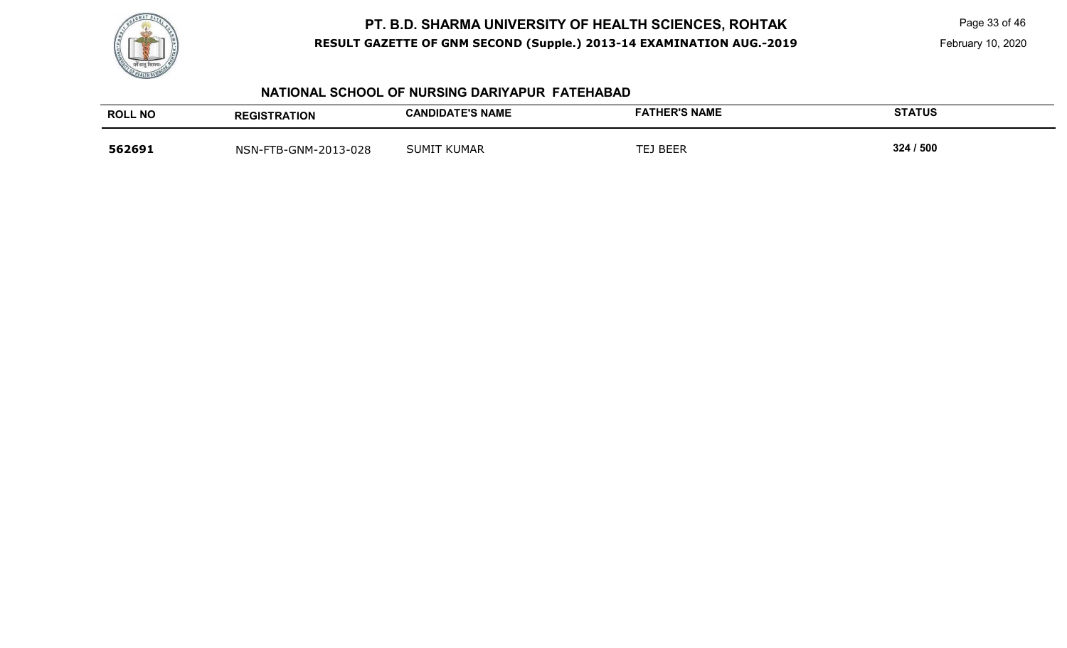# PT. B.D. SHARMA UNIVERSITY OF HEALTH SCIENCES, ROHTAK

**RESULT GAZETTE OF GNM SECOND (Supple.) 2013-14 EXAMINATION AUG.-2019**

February 10, 2020

## NATIONAL SCHOOL OF NURSING DARIYAPUR FATEHABAD

| ROLL NO | REGISTRATION | CANDIDATE'S NAME | FATHER'S NAME | STATUS |
|---|---|---|---|---|
| **562691** | NSN-FTB-GNM-2013-028 | SUMIT KUMAR | TEJ BEER | **324 / 500** |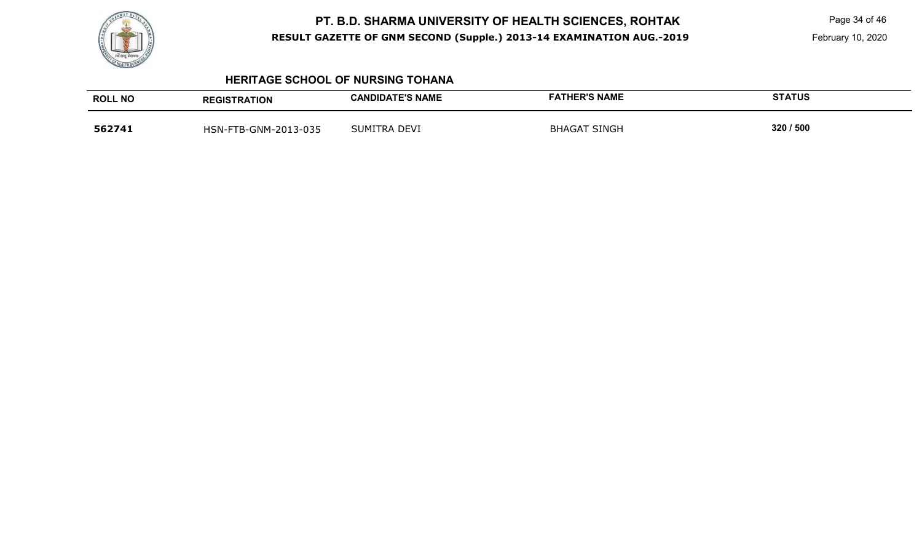# PT. B.D. SHARMA UNIVERSITY OF HEALTH SCIENCES, ROHTAK

**RESULT GAZETTE OF GNM SECOND (Supple.) 2013-14 EXAMINATION AUG.-2019**

February 10, 2020

## HERITAGE SCHOOL OF NURSING TOHANA

| ROLL NO | REGISTRATION | CANDIDATE'S NAME | FATHER'S NAME | STATUS |
|---|---|---|---|---|
| **562741** | HSN-FTB-GNM-2013-035 | SUMITRA DEVI | BHAGAT SINGH | **320 / 500** |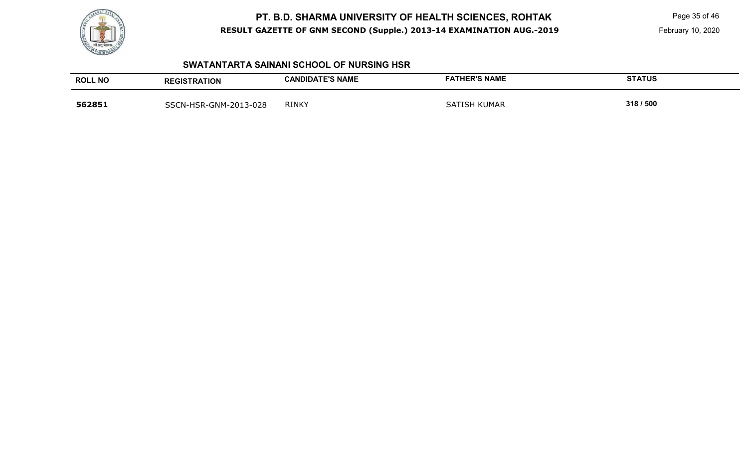# PT. B.D. SHARMA UNIVERSITY OF HEALTH SCIENCES, ROHTAK

**RESULT GAZETTE OF GNM SECOND (Supple.) 2013-14 EXAMINATION AUG.-2019**

February 10, 2020

## SWATANTARTA SAINANI SCHOOL OF NURSING HSR

| ROLL NO | REGISTRATION | CANDIDATE'S NAME | FATHER'S NAME | STATUS |
|---|---|---|---|---|
| **562851** | SSCN-HSR-GNM-2013-028 | RINKY | SATISH KUMAR | **318 / 500** |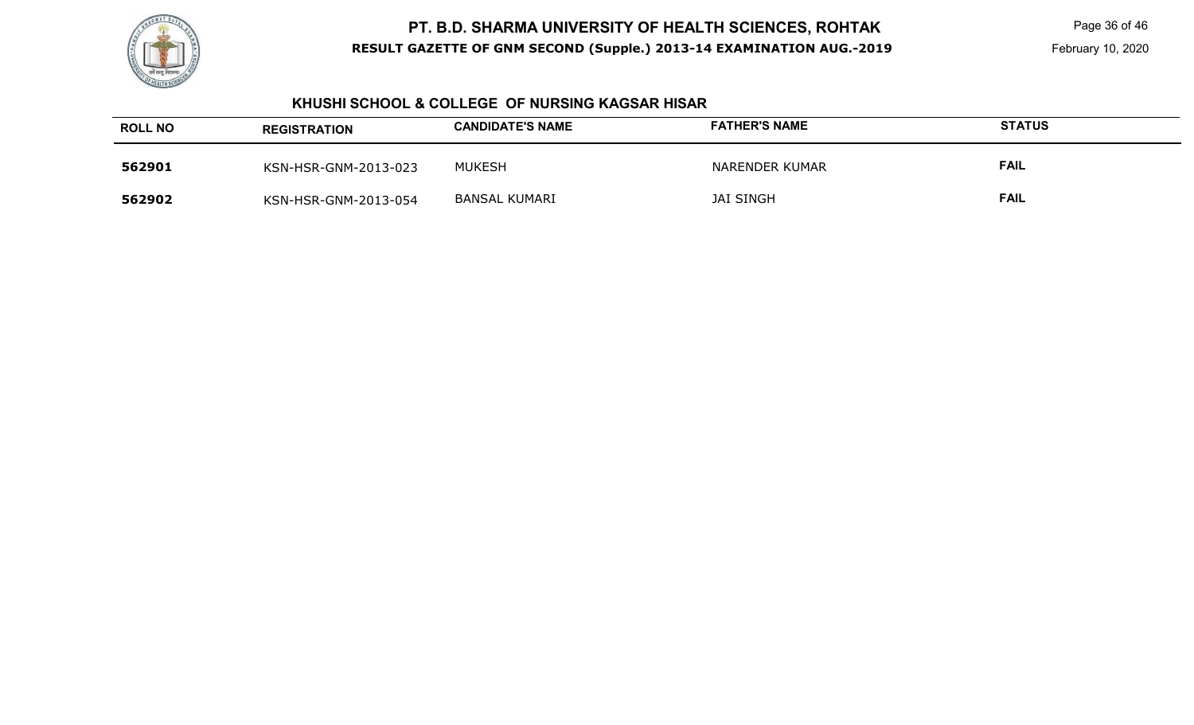## KHUSHI SCHOOL & COLLEGE OF NURSING KAGSAR HISAR

| ROLL NO | REGISTRATION | CANDIDATE'S NAME | FATHER'S NAME | STATUS |
|---|---|---|---|---|
| 562901 | KSN-HSR-GNM-2013-023 | MUKESH | NARENDER KUMAR | FAIL |
| 562902 | KSN-HSR-GNM-2013-054 | BANSAL KUMARI | JAI SINGH | FAIL |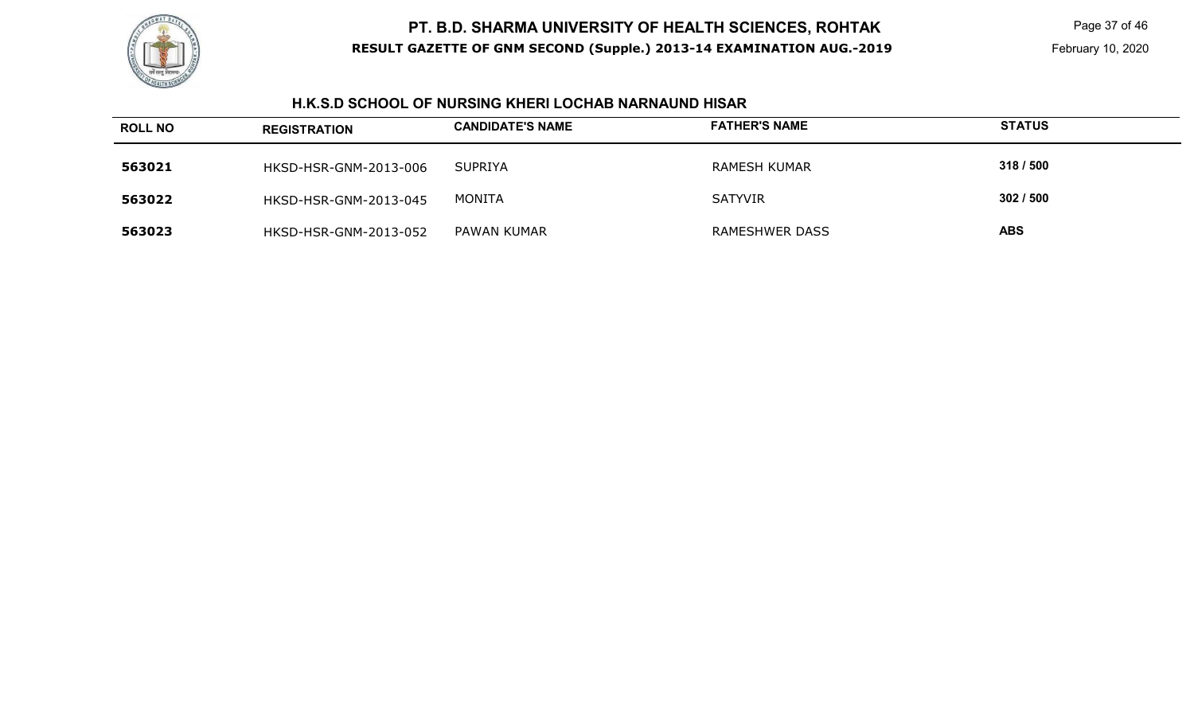# PT. B.D. SHARMA UNIVERSITY OF HEALTH SCIENCES, ROHTAK

**RESULT GAZETTE OF GNM SECOND (Supple.) 2013-14 EXAMINATION AUG.-2019**

## H.K.S.D SCHOOL OF NURSING KHERI LOCHAB NARNAUND HISAR

| ROLL NO | REGISTRATION | CANDIDATE'S NAME | FATHER'S NAME | STATUS |
|---|---|---|---|---|
| 563021 | HKSD-HSR-GNM-2013-006 | SUPRIYA | RAMESH KUMAR | 318 / 500 |
| 563022 | HKSD-HSR-GNM-2013-045 | MONITA | SATYVIR | 302 / 500 |
| 563023 | HKSD-HSR-GNM-2013-052 | PAWAN KUMAR | RAMESHWER DASS | ABS |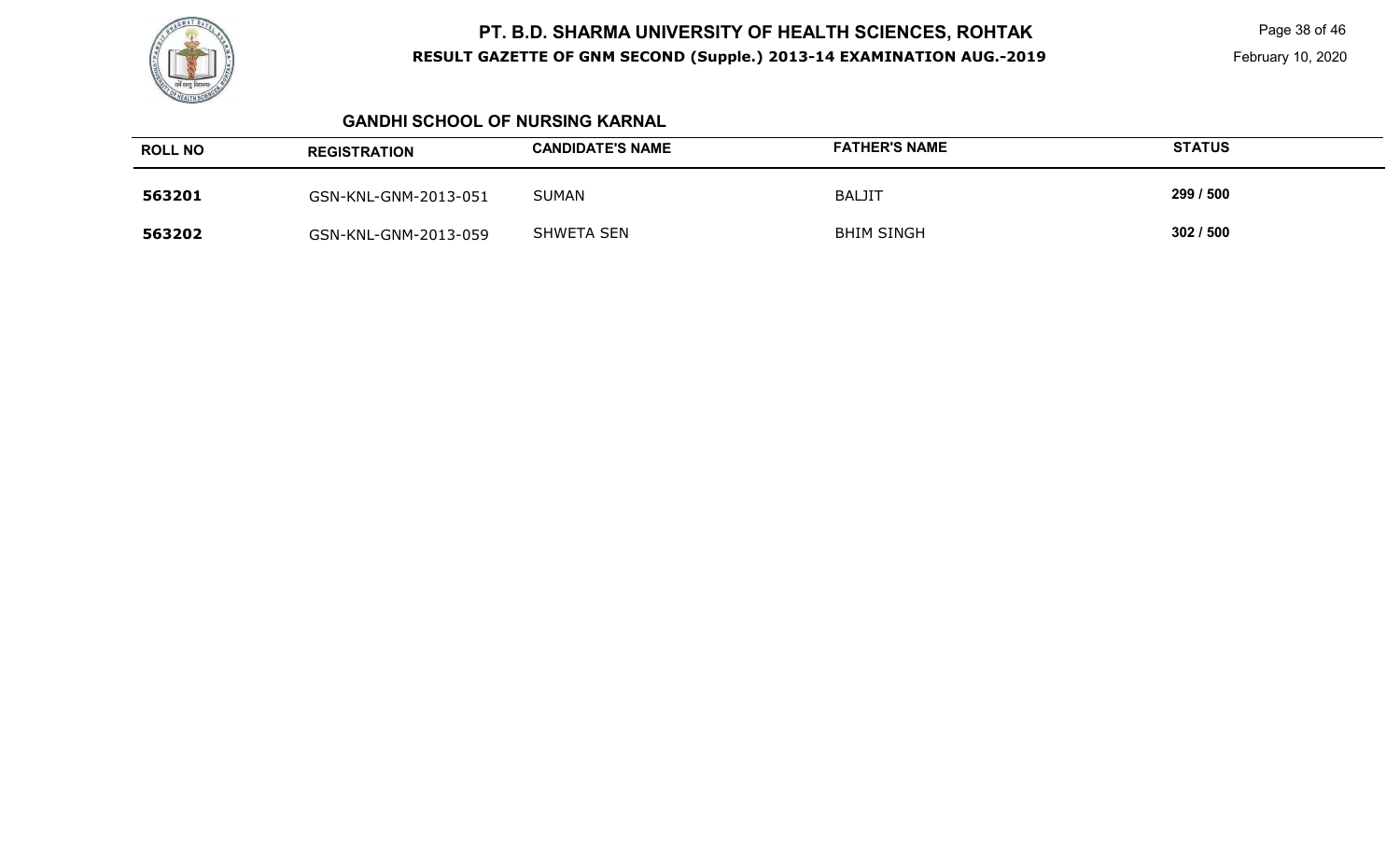## GANDHI SCHOOL OF NURSING KARNAL

| ROLL NO | REGISTRATION | CANDIDATE'S NAME | FATHER'S NAME | STATUS |
|---|---|---|---|---|
| 563201 | GSN-KNL-GNM-2013-051 | SUMAN | BALJIT | 299 / 500 |
| 563202 | GSN-KNL-GNM-2013-059 | SHWETA SEN | BHIM SINGH | 302 / 500 |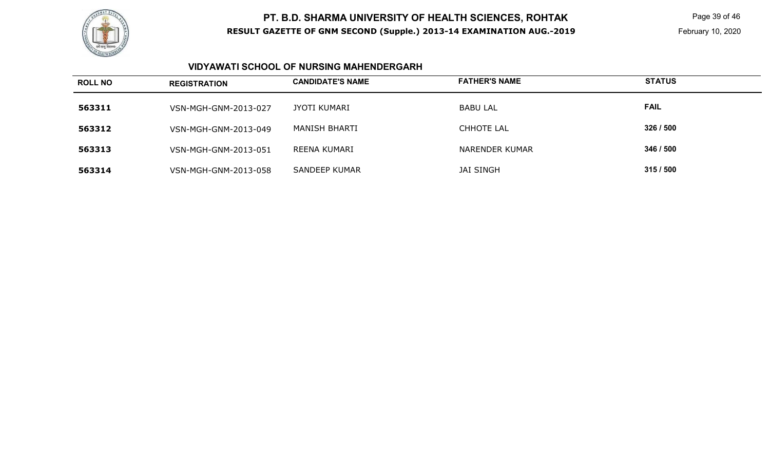# PT. B.D. SHARMA UNIVERSITY OF HEALTH SCIENCES, ROHTAK

**RESULT GAZETTE OF GNM SECOND (Supple.) 2013-14 EXAMINATION AUG.-2019**

February 10, 2020

## VIDYAWATI SCHOOL OF NURSING MAHENDERGARH

| ROLL NO | REGISTRATION | CANDIDATE'S NAME | FATHER'S NAME | STATUS |
|---|---|---|---|---|
| **563311** | VSN-MGH-GNM-2013-027 | JYOTI KUMARI | BABU LAL | **FAIL** |
| **563312** | VSN-MGH-GNM-2013-049 | MANISH BHARTI | CHHOTE LAL | **326 / 500** |
| **563313** | VSN-MGH-GNM-2013-051 | REENA KUMARI | NARENDER KUMAR | **346 / 500** |
| **563314** | VSN-MGH-GNM-2013-058 | SANDEEP KUMAR | JAI SINGH | **315 / 500** |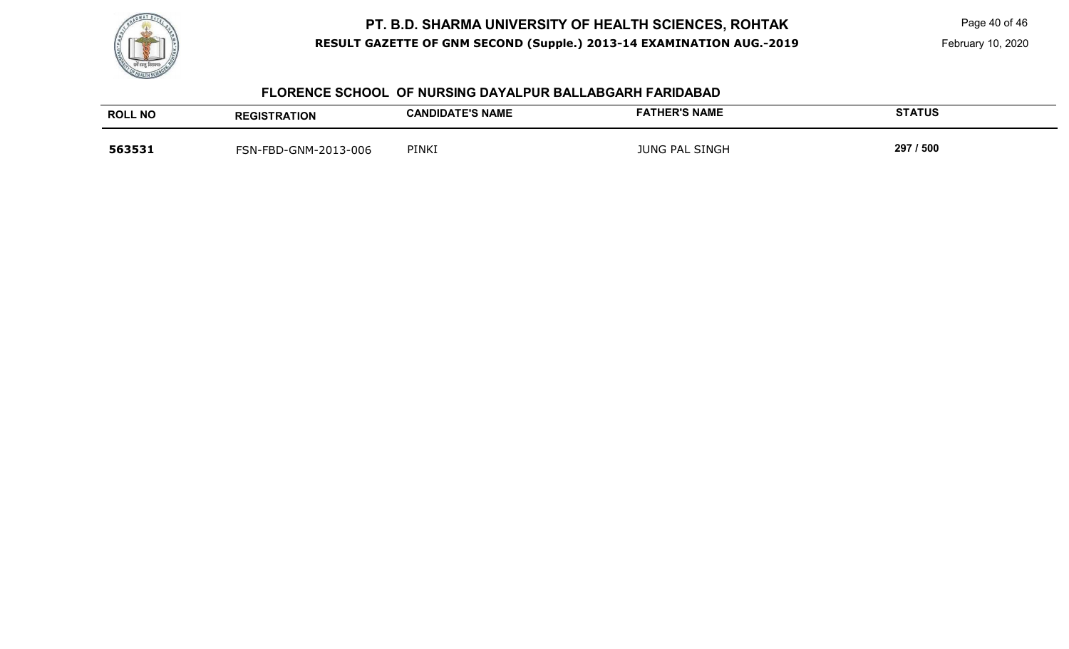## FLORENCE SCHOOL OF NURSING DAYALPUR BALLABGARH FARIDABAD

| ROLL NO | REGISTRATION | CANDIDATE'S NAME | FATHER'S NAME | STATUS |
|---|---|---|---|---|
| **563531** | FSN-FBD-GNM-2013-006 | PINKI | JUNG PAL SINGH | **297 / 500** |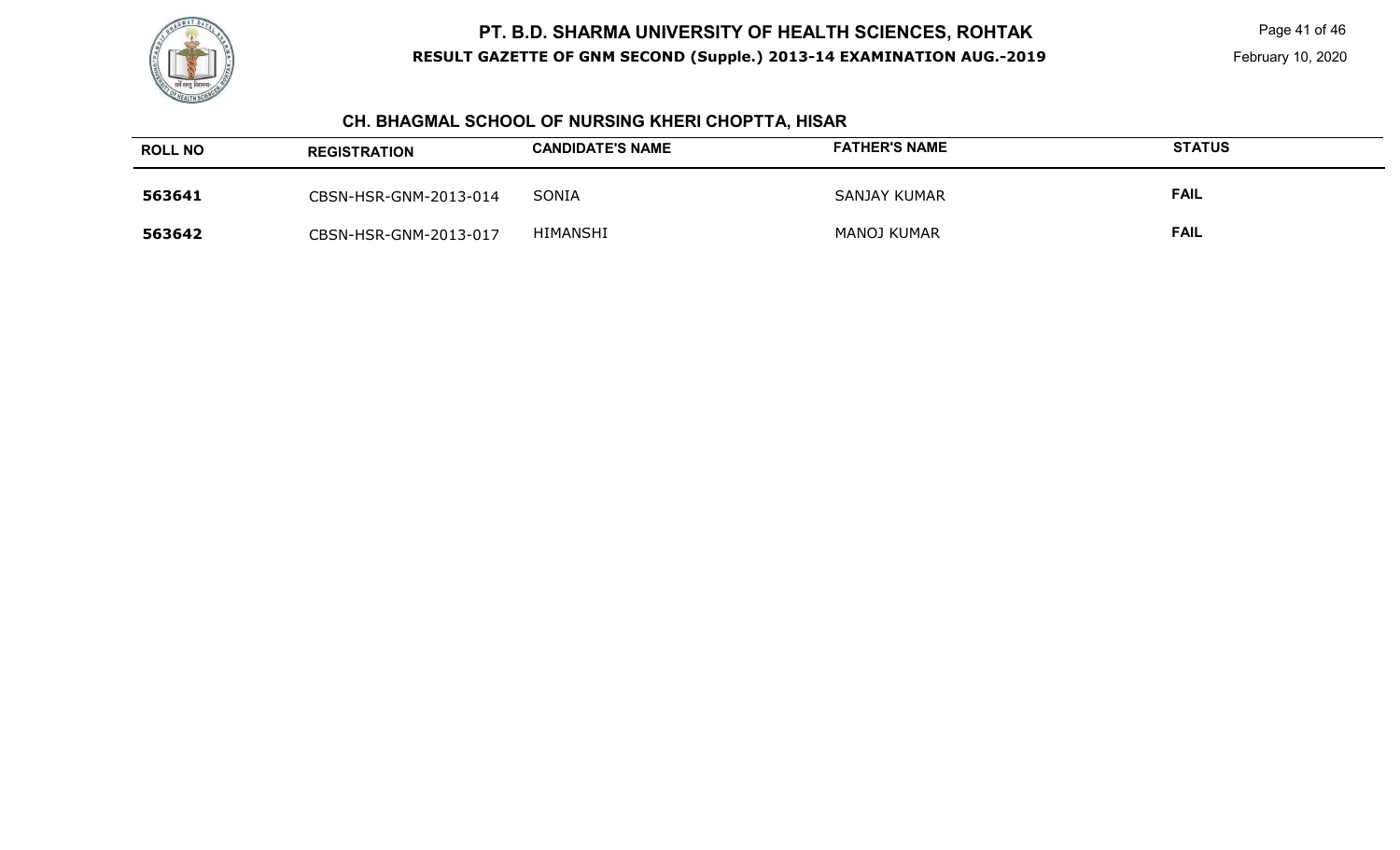## CH. BHAGMAL SCHOOL OF NURSING KHERI CHOPTTA, HISAR

| ROLL NO | REGISTRATION | CANDIDATE'S NAME | FATHER'S NAME | STATUS |
|---|---|---|---|---|
| 563641 | CBSN-HSR-GNM-2013-014 | SONIA | SANJAY KUMAR | FAIL |
| 563642 | CBSN-HSR-GNM-2013-017 | HIMANSHI | MANOJ KUMAR | FAIL |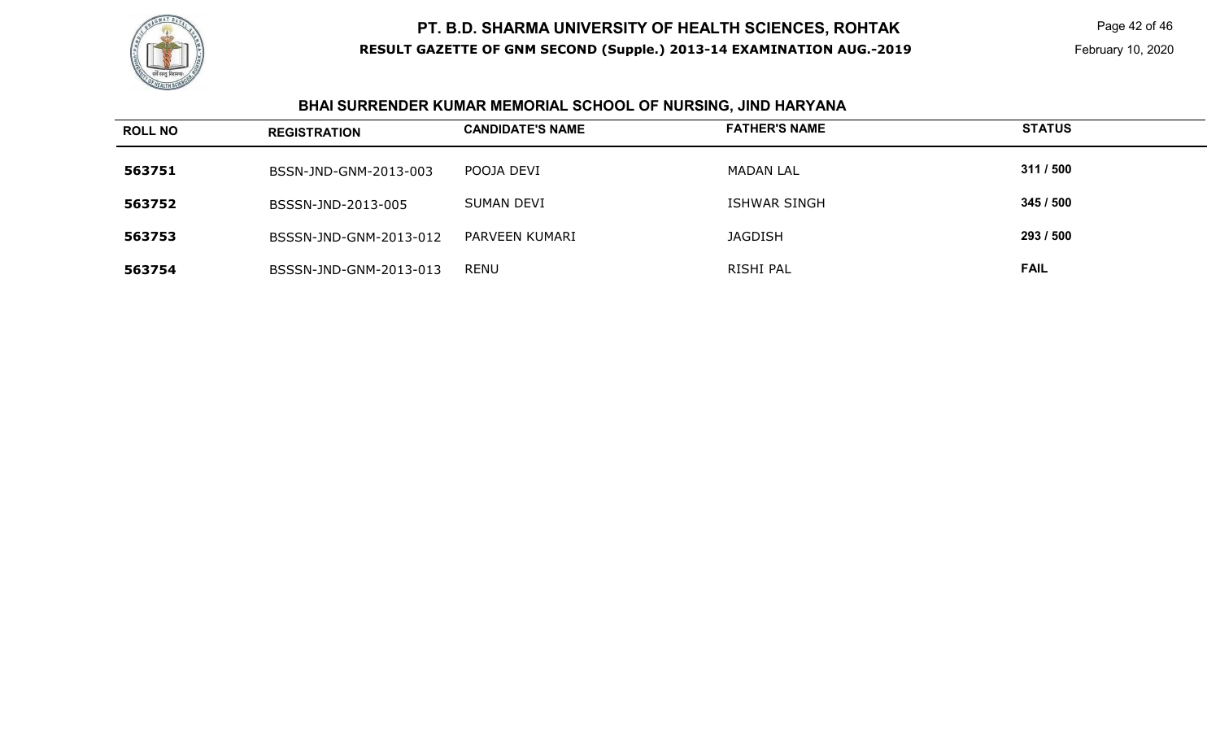## BHAI SURRENDER KUMAR MEMORIAL SCHOOL OF NURSING, JIND HARYANA

| ROLL NO | REGISTRATION | CANDIDATE'S NAME | FATHER'S NAME | STATUS |
|---|---|---|---|---|
| 563751 | BSSN-JND-GNM-2013-003 | POOJA DEVI | MADAN LAL | 311 / 500 |
| 563752 | BSSSN-JND-2013-005 | SUMAN DEVI | ISHWAR SINGH | 345 / 500 |
| 563753 | BSSSN-JND-GNM-2013-012 | PARVEEN KUMARI | JAGDISH | 293 / 500 |
| 563754 | BSSSN-JND-GNM-2013-013 | RENU | RISHI PAL | FAIL |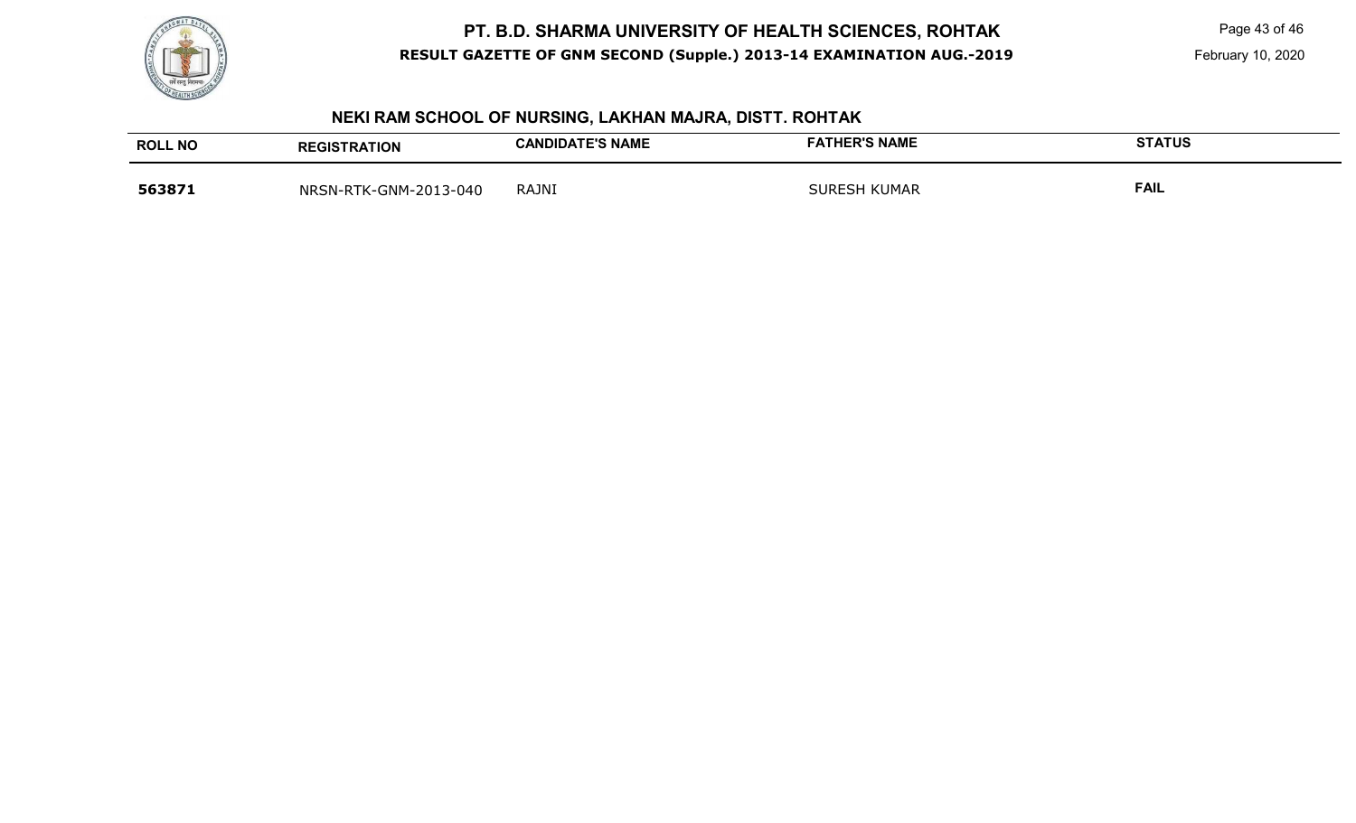## NEKI RAM SCHOOL OF NURSING, LAKHAN MAJRA, DISTT. ROHTAK

| ROLL NO | REGISTRATION | CANDIDATE'S NAME | FATHER'S NAME | STATUS |
| --- | --- | --- | --- | --- |
| **563871** | NRSN-RTK-GNM-2013-040 | RAJNI | SURESH KUMAR | **FAIL** |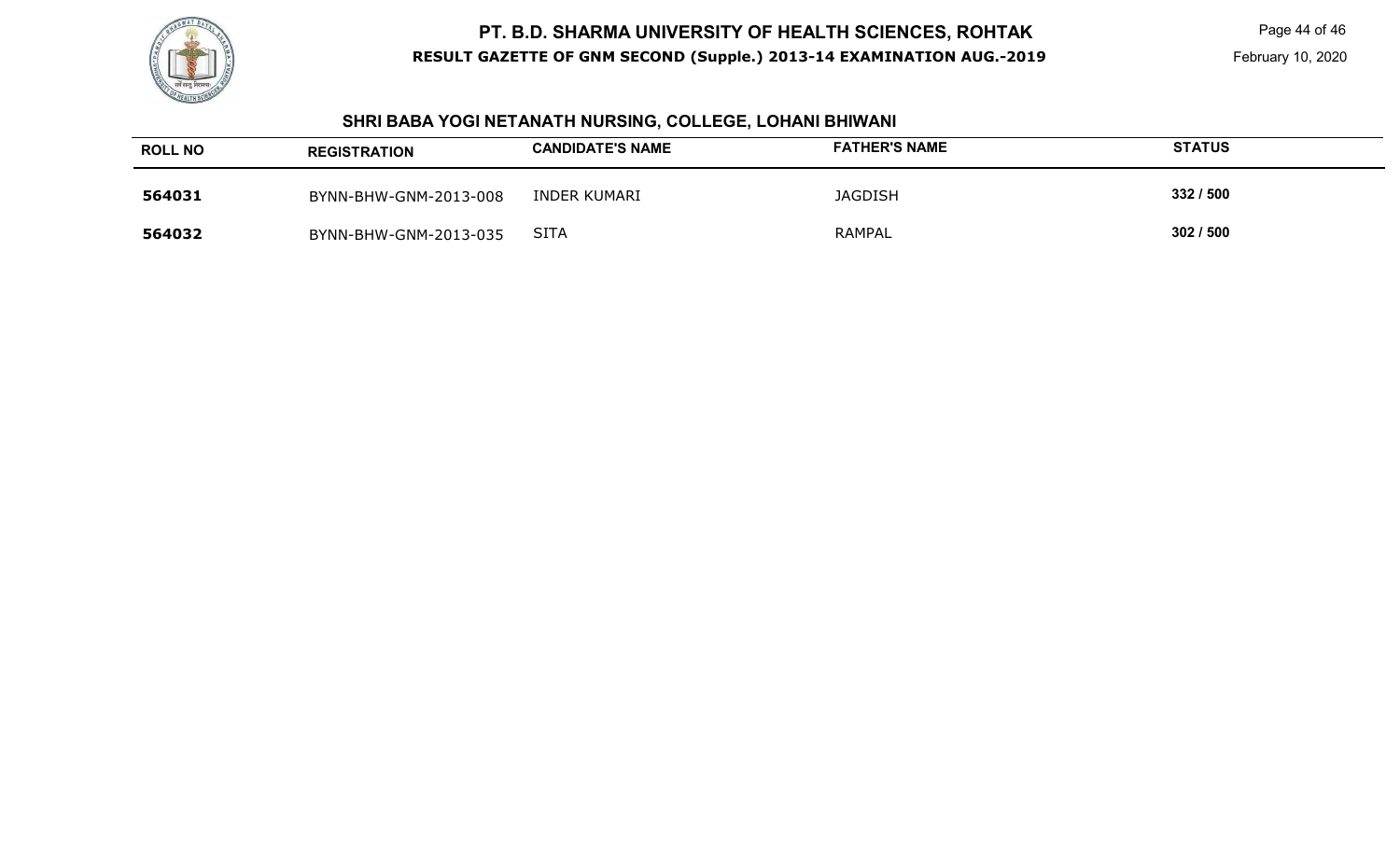## SHRI BABA YOGI NETANATH NURSING, COLLEGE, LOHANI BHIWANI

| ROLL NO | REGISTRATION | CANDIDATE'S NAME | FATHER'S NAME | STATUS |
|---|---|---|---|---|
| 564031 | BYNN-BHW-GNM-2013-008 | INDER KUMARI | JAGDISH | 332 / 500 |
| 564032 | BYNN-BHW-GNM-2013-035 | SITA | RAMPAL | 302 / 500 |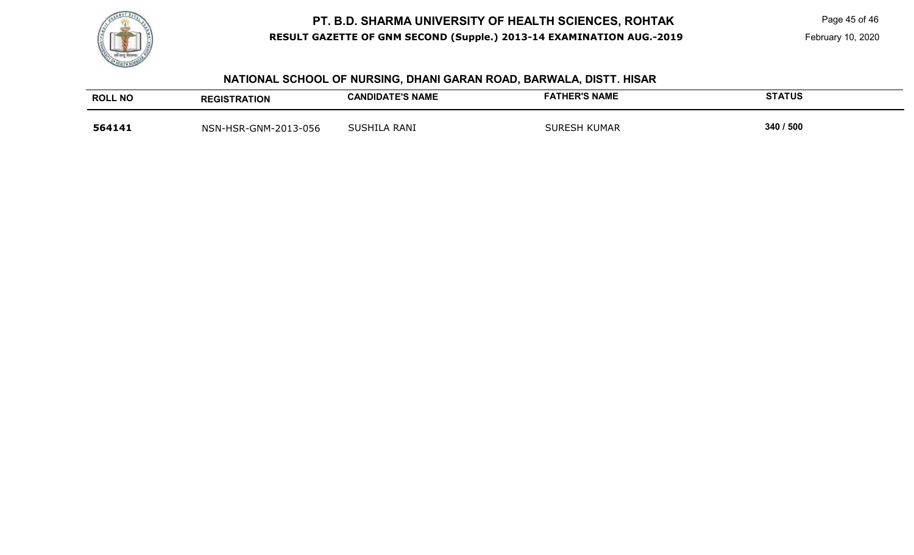## NATIONAL SCHOOL OF NURSING, DHANI GARAN ROAD, BARWALA, DISTT. HISAR

| ROLL NO | REGISTRATION | CANDIDATE'S NAME | FATHER'S NAME | STATUS |
|---|---|---|---|---|
| **564141** | NSN-HSR-GNM-2013-056 | SUSHILA RANI | SURESH KUMAR | 340 / 500 |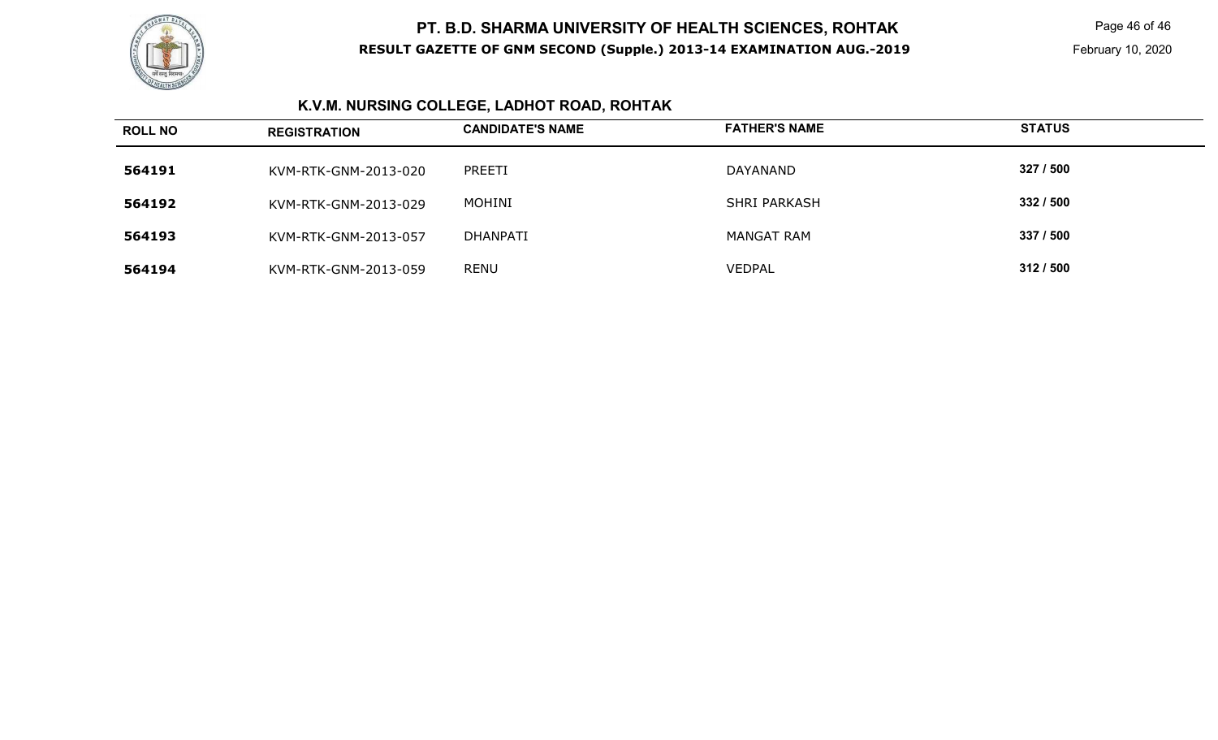## K.V.M. NURSING COLLEGE, LADHOT ROAD, ROHTAK

| ROLL NO | REGISTRATION | CANDIDATE'S NAME | FATHER'S NAME | STATUS |
|---|---|---|---|---|
| 564191 | KVM-RTK-GNM-2013-020 | PREETI | DAYANAND | 327 / 500 |
| 564192 | KVM-RTK-GNM-2013-029 | MOHINI | SHRI PARKASH | 332 / 500 |
| 564193 | KVM-RTK-GNM-2013-057 | DHANPATI | MANGAT RAM | 337 / 500 |
| 564194 | KVM-RTK-GNM-2013-059 | RENU | VEDPAL | 312 / 500 |